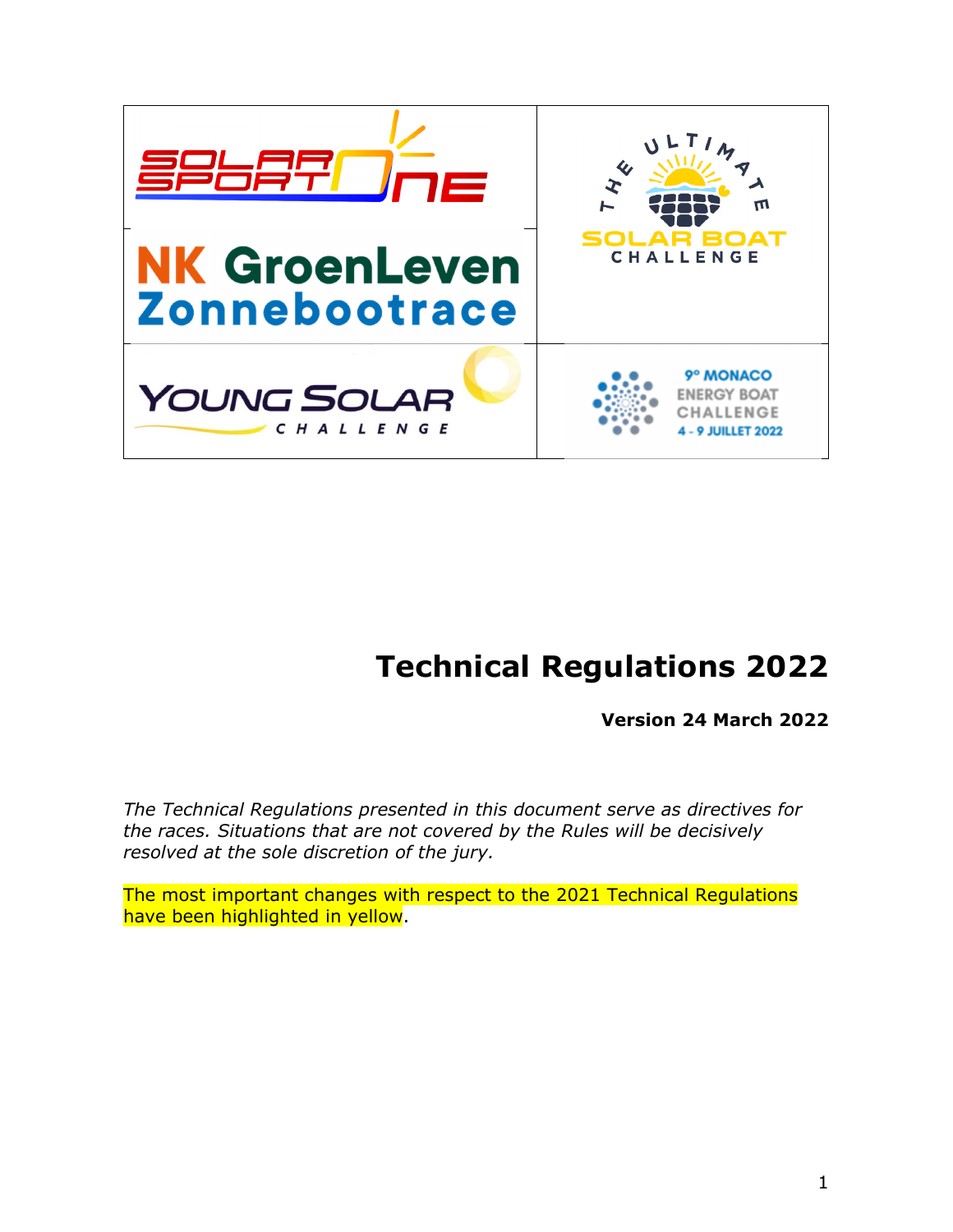| | |
|---|---|
| SOLAR SPORT ONE | THE ULTIMATE SOLAR BOAT CHALLENGE |
| NK GroenLeven Zonnebootrace | |
| YOUNG SOLAR CHALLENGE | 9° MONACO ENERGY BOAT CHALLENGE 4 - 9 JUILLET 2022 |

# Technical Regulations 2022

**Version 24 March 2022**

*The Technical Regulations presented in this document serve as directives for the races. Situations that are not covered by the Rules will be decisively resolved at the sole discretion of the jury.*

The most important changes with respect to the 2021 Technical Regulations have been highlighted in yellow.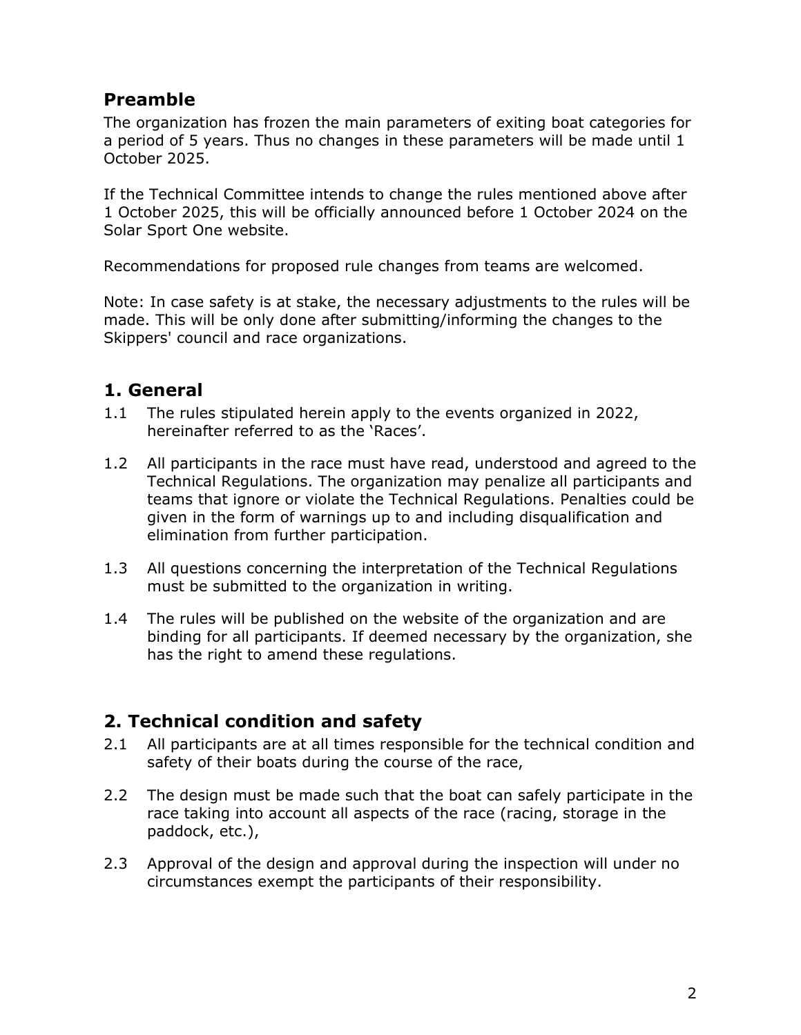## Preamble

The organization has frozen the main parameters of exiting boat categories for a period of 5 years. Thus no changes in these parameters will be made until 1 October 2025.

If the Technical Committee intends to change the rules mentioned above after 1 October 2025, this will be officially announced before 1 October 2024 on the Solar Sport One website.

Recommendations for proposed rule changes from teams are welcomed.

Note: In case safety is at stake, the necessary adjustments to the rules will be made. This will be only done after submitting/informing the changes to the Skippers' council and race organizations.

## 1. General

1.1 The rules stipulated herein apply to the events organized in 2022, hereinafter referred to as the 'Races'.

1.2 All participants in the race must have read, understood and agreed to the Technical Regulations. The organization may penalize all participants and teams that ignore or violate the Technical Regulations. Penalties could be given in the form of warnings up to and including disqualification and elimination from further participation.

1.3 All questions concerning the interpretation of the Technical Regulations must be submitted to the organization in writing.

1.4 The rules will be published on the website of the organization and are binding for all participants. If deemed necessary by the organization, she has the right to amend these regulations.

## 2. Technical condition and safety

2.1 All participants are at all times responsible for the technical condition and safety of their boats during the course of the race,

2.2 The design must be made such that the boat can safely participate in the race taking into account all aspects of the race (racing, storage in the paddock, etc.),

2.3 Approval of the design and approval during the inspection will under no circumstances exempt the participants of their responsibility.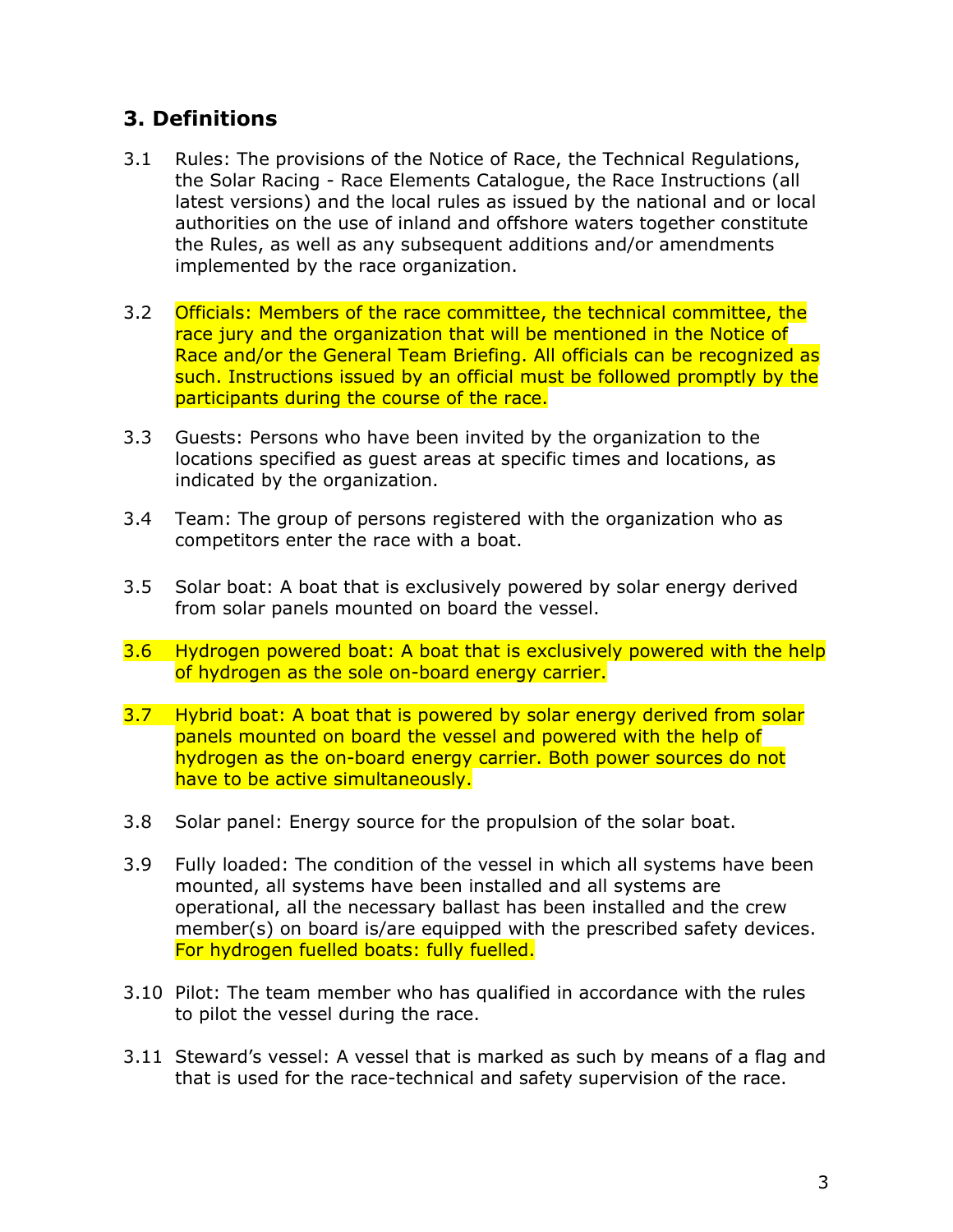## 3. Definitions

3.1 Rules: The provisions of the Notice of Race, the Technical Regulations, the Solar Racing - Race Elements Catalogue, the Race Instructions (all latest versions) and the local rules as issued by the national and or local authorities on the use of inland and offshore waters together constitute the Rules, as well as any subsequent additions and/or amendments implemented by the race organization.

3.2 Officials: Members of the race committee, the technical committee, the race jury and the organization that will be mentioned in the Notice of Race and/or the General Team Briefing. All officials can be recognized as such. Instructions issued by an official must be followed promptly by the participants during the course of the race.

3.3 Guests: Persons who have been invited by the organization to the locations specified as guest areas at specific times and locations, as indicated by the organization.

3.4 Team: The group of persons registered with the organization who as competitors enter the race with a boat.

3.5 Solar boat: A boat that is exclusively powered by solar energy derived from solar panels mounted on board the vessel.

3.6 Hydrogen powered boat: A boat that is exclusively powered with the help of hydrogen as the sole on-board energy carrier.

3.7 Hybrid boat: A boat that is powered by solar energy derived from solar panels mounted on board the vessel and powered with the help of hydrogen as the on-board energy carrier. Both power sources do not have to be active simultaneously.

3.8 Solar panel: Energy source for the propulsion of the solar boat.

3.9 Fully loaded: The condition of the vessel in which all systems have been mounted, all systems have been installed and all systems are operational, all the necessary ballast has been installed and the crew member(s) on board is/are equipped with the prescribed safety devices. For hydrogen fuelled boats: fully fuelled.

3.10 Pilot: The team member who has qualified in accordance with the rules to pilot the vessel during the race.

3.11 Steward's vessel: A vessel that is marked as such by means of a flag and that is used for the race-technical and safety supervision of the race.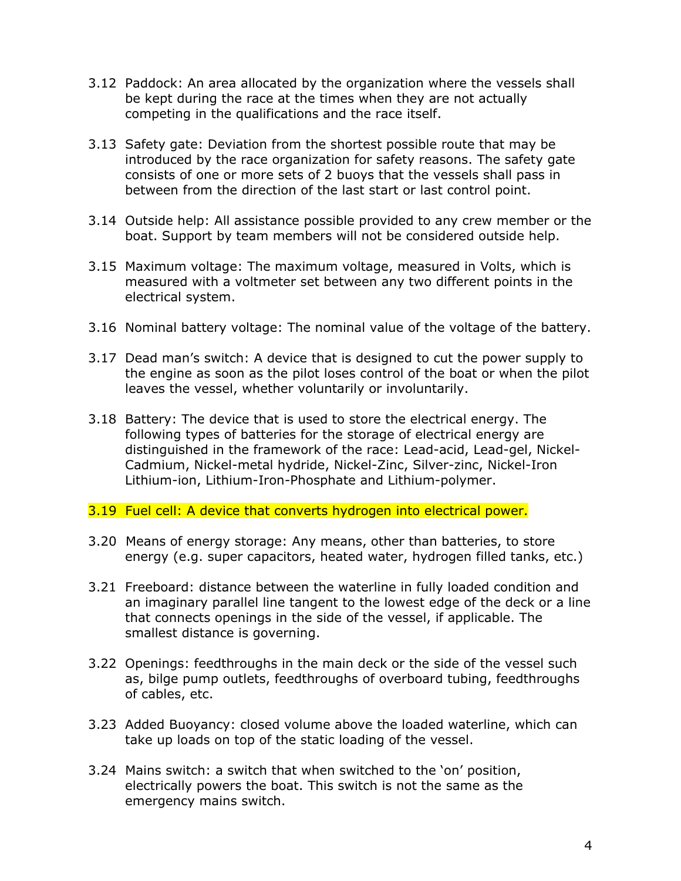3.12 Paddock: An area allocated by the organization where the vessels shall be kept during the race at the times when they are not actually competing in the qualifications and the race itself.

3.13 Safety gate: Deviation from the shortest possible route that may be introduced by the race organization for safety reasons. The safety gate consists of one or more sets of 2 buoys that the vessels shall pass in between from the direction of the last start or last control point.

3.14 Outside help: All assistance possible provided to any crew member or the boat. Support by team members will not be considered outside help.

3.15 Maximum voltage: The maximum voltage, measured in Volts, which is measured with a voltmeter set between any two different points in the electrical system.

3.16 Nominal battery voltage: The nominal value of the voltage of the battery.

3.17 Dead man's switch: A device that is designed to cut the power supply to the engine as soon as the pilot loses control of the boat or when the pilot leaves the vessel, whether voluntarily or involuntarily.

3.18 Battery: The device that is used to store the electrical energy. The following types of batteries for the storage of electrical energy are distinguished in the framework of the race: Lead-acid, Lead-gel, Nickel-Cadmium, Nickel-metal hydride, Nickel-Zinc, Silver-zinc, Nickel-Iron Lithium-ion, Lithium-Iron-Phosphate and Lithium-polymer.

3.19 Fuel cell: A device that converts hydrogen into electrical power.

3.20 Means of energy storage: Any means, other than batteries, to store energy (e.g. super capacitors, heated water, hydrogen filled tanks, etc.)

3.21 Freeboard: distance between the waterline in fully loaded condition and an imaginary parallel line tangent to the lowest edge of the deck or a line that connects openings in the side of the vessel, if applicable. The smallest distance is governing.

3.22 Openings: feedthroughs in the main deck or the side of the vessel such as, bilge pump outlets, feedthroughs of overboard tubing, feedthroughs of cables, etc.

3.23 Added Buoyancy: closed volume above the loaded waterline, which can take up loads on top of the static loading of the vessel.

3.24 Mains switch: a switch that when switched to the 'on' position, electrically powers the boat. This switch is not the same as the emergency mains switch.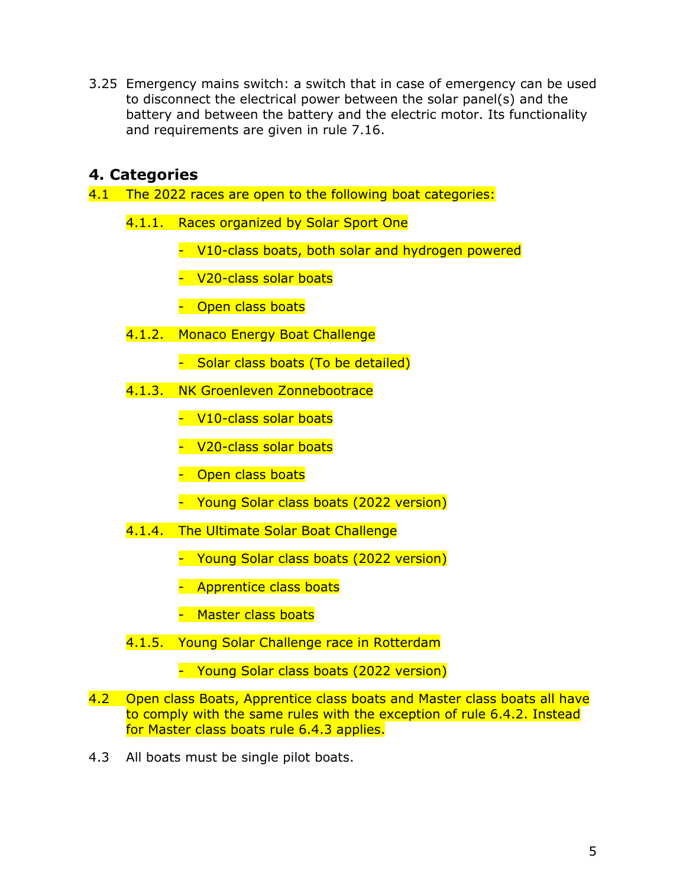3.25 Emergency mains switch: a switch that in case of emergency can be used to disconnect the electrical power between the solar panel(s) and the battery and between the battery and the electric motor. Its functionality and requirements are given in rule 7.16.

## 4. Categories

4.1 The 2022 races are open to the following boat categories:

4.1.1. Races organized by Solar Sport One

- V10-class boats, both solar and hydrogen powered
- V20-class solar boats
- Open class boats

4.1.2. Monaco Energy Boat Challenge

- Solar class boats (To be detailed)

4.1.3. NK Groenleven Zonnebootrace

- V10-class solar boats
- V20-class solar boats
- Open class boats
- Young Solar class boats (2022 version)

4.1.4. The Ultimate Solar Boat Challenge

- Young Solar class boats (2022 version)
- Apprentice class boats
- Master class boats

4.1.5. Young Solar Challenge race in Rotterdam

- Young Solar class boats (2022 version)

4.2 Open class Boats, Apprentice class boats and Master class boats all have to comply with the same rules with the exception of rule 6.4.2. Instead for Master class boats rule 6.4.3 applies.

4.3 All boats must be single pilot boats.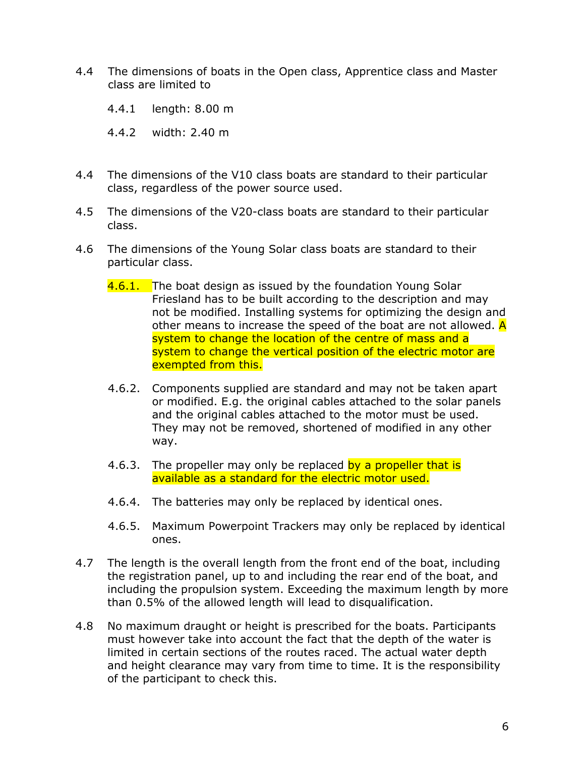4.4 The dimensions of boats in the Open class, Apprentice class and Master class are limited to

4.4.1 length: 8.00 m

4.4.2 width: 2.40 m

4.4 The dimensions of the V10 class boats are standard to their particular class, regardless of the power source used.

4.5 The dimensions of the V20-class boats are standard to their particular class.

4.6 The dimensions of the Young Solar class boats are standard to their particular class.

4.6.1. The boat design as issued by the foundation Young Solar Friesland has to be built according to the description and may not be modified. Installing systems for optimizing the design and other means to increase the speed of the boat are not allowed. A system to change the location of the centre of mass and a system to change the vertical position of the electric motor are exempted from this.

4.6.2. Components supplied are standard and may not be taken apart or modified. E.g. the original cables attached to the solar panels and the original cables attached to the motor must be used. They may not be removed, shortened of modified in any other way.

4.6.3. The propeller may only be replaced by a propeller that is available as a standard for the electric motor used.

4.6.4. The batteries may only be replaced by identical ones.

4.6.5. Maximum Powerpoint Trackers may only be replaced by identical ones.

4.7 The length is the overall length from the front end of the boat, including the registration panel, up to and including the rear end of the boat, and including the propulsion system. Exceeding the maximum length by more than 0.5% of the allowed length will lead to disqualification.

4.8 No maximum draught or height is prescribed for the boats. Participants must however take into account the fact that the depth of the water is limited in certain sections of the routes raced. The actual water depth and height clearance may vary from time to time. It is the responsibility of the participant to check this.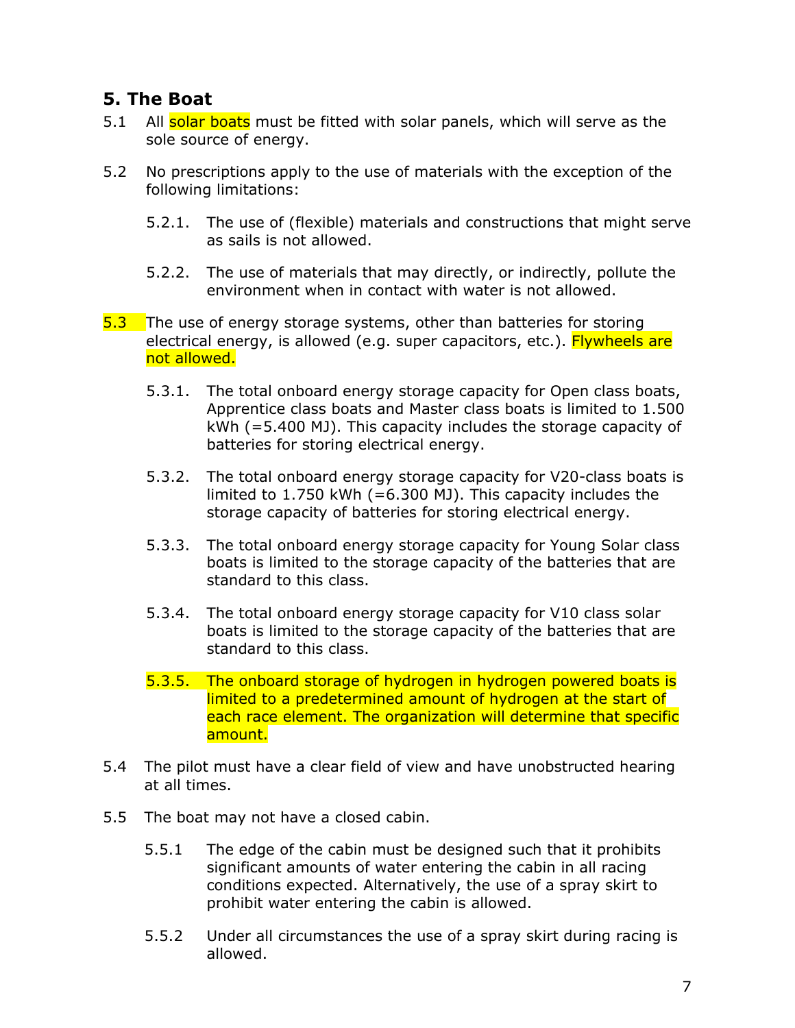## 5. The Boat

5.1 All solar boats must be fitted with solar panels, which will serve as the sole source of energy.

5.2 No prescriptions apply to the use of materials with the exception of the following limitations:

  5.2.1. The use of (flexible) materials and constructions that might serve as sails is not allowed.

  5.2.2. The use of materials that may directly, or indirectly, pollute the environment when in contact with water is not allowed.

5.3 The use of energy storage systems, other than batteries for storing electrical energy, is allowed (e.g. super capacitors, etc.). Flywheels are not allowed.

  5.3.1. The total onboard energy storage capacity for Open class boats, Apprentice class boats and Master class boats is limited to 1.500 kWh (=5.400 MJ). This capacity includes the storage capacity of batteries for storing electrical energy.

  5.3.2. The total onboard energy storage capacity for V20-class boats is limited to 1.750 kWh (=6.300 MJ). This capacity includes the storage capacity of batteries for storing electrical energy.

  5.3.3. The total onboard energy storage capacity for Young Solar class boats is limited to the storage capacity of the batteries that are standard to this class.

  5.3.4. The total onboard energy storage capacity for V10 class solar boats is limited to the storage capacity of the batteries that are standard to this class.

  5.3.5. The onboard storage of hydrogen in hydrogen powered boats is limited to a predetermined amount of hydrogen at the start of each race element. The organization will determine that specific amount.

5.4 The pilot must have a clear field of view and have unobstructed hearing at all times.

5.5 The boat may not have a closed cabin.

  5.5.1 The edge of the cabin must be designed such that it prohibits significant amounts of water entering the cabin in all racing conditions expected. Alternatively, the use of a spray skirt to prohibit water entering the cabin is allowed.

  5.5.2 Under all circumstances the use of a spray skirt during racing is allowed.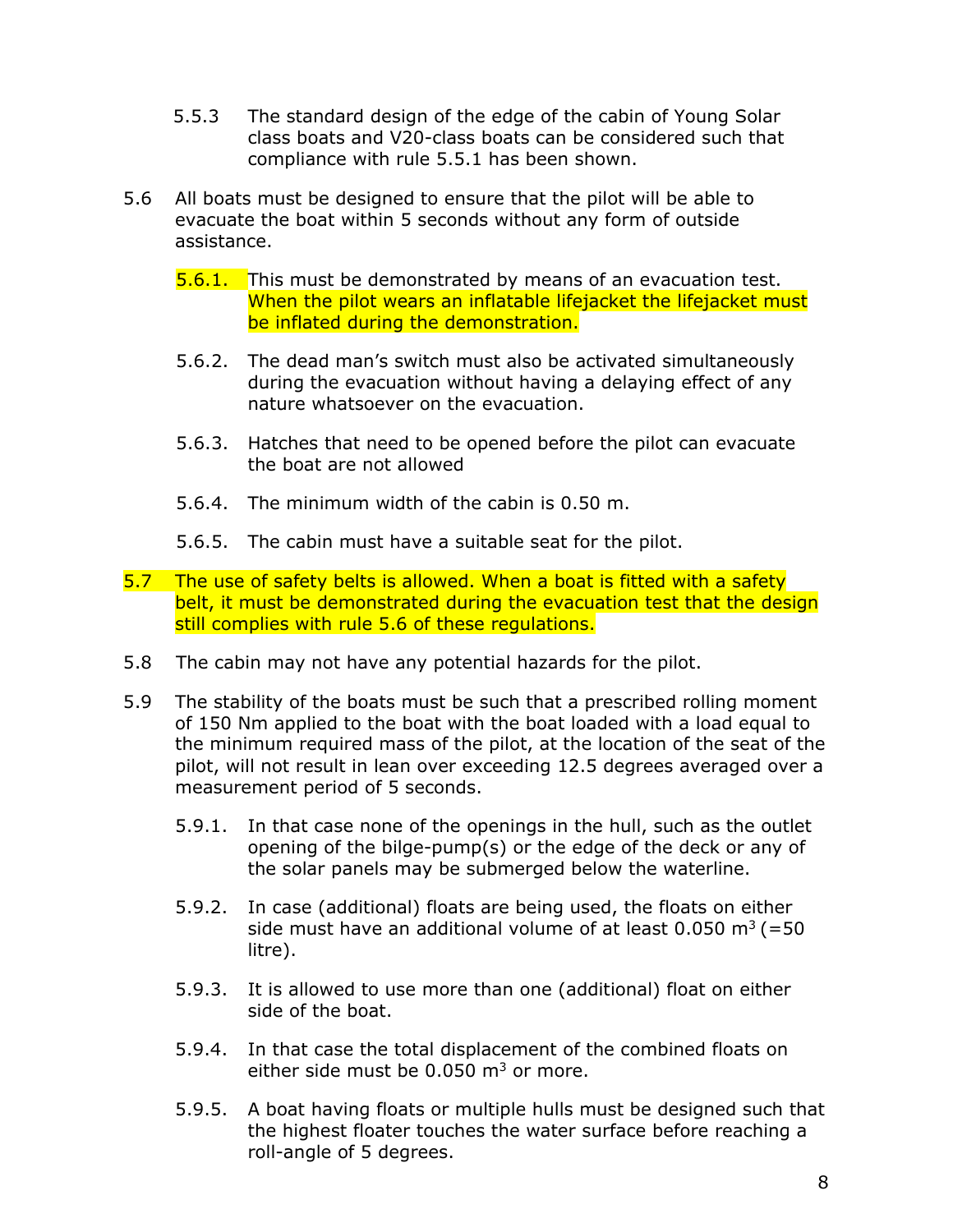5.5.3 The standard design of the edge of the cabin of Young Solar class boats and V20-class boats can be considered such that compliance with rule 5.5.1 has been shown.

5.6 All boats must be designed to ensure that the pilot will be able to evacuate the boat within 5 seconds without any form of outside assistance.

5.6.1. This must be demonstrated by means of an evacuation test. When the pilot wears an inflatable lifejacket the lifejacket must be inflated during the demonstration.

5.6.2. The dead man's switch must also be activated simultaneously during the evacuation without having a delaying effect of any nature whatsoever on the evacuation.

5.6.3. Hatches that need to be opened before the pilot can evacuate the boat are not allowed

5.6.4. The minimum width of the cabin is 0.50 m.

5.6.5. The cabin must have a suitable seat for the pilot.

5.7 The use of safety belts is allowed. When a boat is fitted with a safety belt, it must be demonstrated during the evacuation test that the design still complies with rule 5.6 of these regulations.

5.8 The cabin may not have any potential hazards for the pilot.

5.9 The stability of the boats must be such that a prescribed rolling moment of 150 Nm applied to the boat with the boat loaded with a load equal to the minimum required mass of the pilot, at the location of the seat of the pilot, will not result in lean over exceeding 12.5 degrees averaged over a measurement period of 5 seconds.

5.9.1. In that case none of the openings in the hull, such as the outlet opening of the bilge-pump(s) or the edge of the deck or any of the solar panels may be submerged below the waterline.

5.9.2. In case (additional) floats are being used, the floats on either side must have an additional volume of at least 0.050 $m^3$ (=50 litre).

5.9.3. It is allowed to use more than one (additional) float on either side of the boat.

5.9.4. In that case the total displacement of the combined floats on either side must be 0.050 $m^3$ or more.

5.9.5. A boat having floats or multiple hulls must be designed such that the highest floater touches the water surface before reaching a roll-angle of 5 degrees.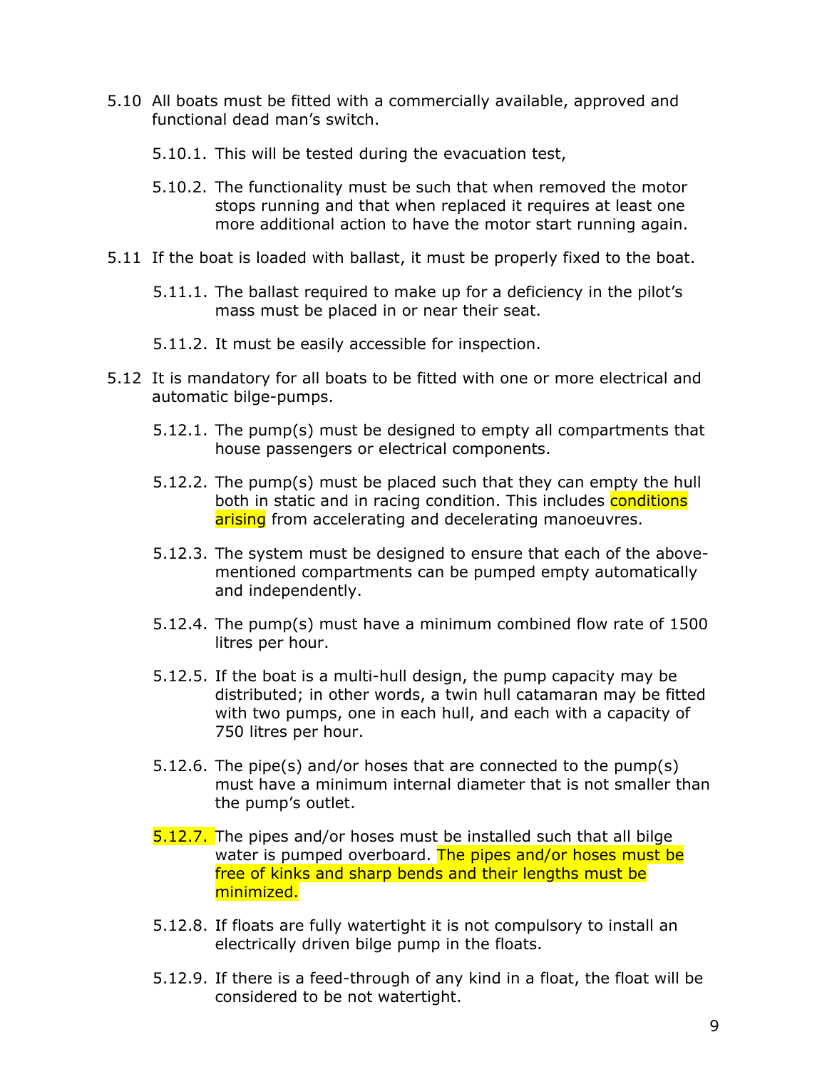5.10 All boats must be fitted with a commercially available, approved and functional dead man's switch.

   5.10.1. This will be tested during the evacuation test,

   5.10.2. The functionality must be such that when removed the motor stops running and that when replaced it requires at least one more additional action to have the motor start running again.

5.11 If the boat is loaded with ballast, it must be properly fixed to the boat.

   5.11.1. The ballast required to make up for a deficiency in the pilot's mass must be placed in or near their seat.

   5.11.2. It must be easily accessible for inspection.

5.12 It is mandatory for all boats to be fitted with one or more electrical and automatic bilge-pumps.

   5.12.1. The pump(s) must be designed to empty all compartments that house passengers or electrical components.

   5.12.2. The pump(s) must be placed such that they can empty the hull both in static and in racing condition. This includes conditions arising from accelerating and decelerating manoeuvres.

   5.12.3. The system must be designed to ensure that each of the above-mentioned compartments can be pumped empty automatically and independently.

   5.12.4. The pump(s) must have a minimum combined flow rate of 1500 litres per hour.

   5.12.5. If the boat is a multi-hull design, the pump capacity may be distributed; in other words, a twin hull catamaran may be fitted with two pumps, one in each hull, and each with a capacity of 750 litres per hour.

   5.12.6. The pipe(s) and/or hoses that are connected to the pump(s) must have a minimum internal diameter that is not smaller than the pump's outlet.

   5.12.7. The pipes and/or hoses must be installed such that all bilge water is pumped overboard. The pipes and/or hoses must be free of kinks and sharp bends and their lengths must be minimized.

   5.12.8. If floats are fully watertight it is not compulsory to install an electrically driven bilge pump in the floats.

   5.12.9. If there is a feed-through of any kind in a float, the float will be considered to be not watertight.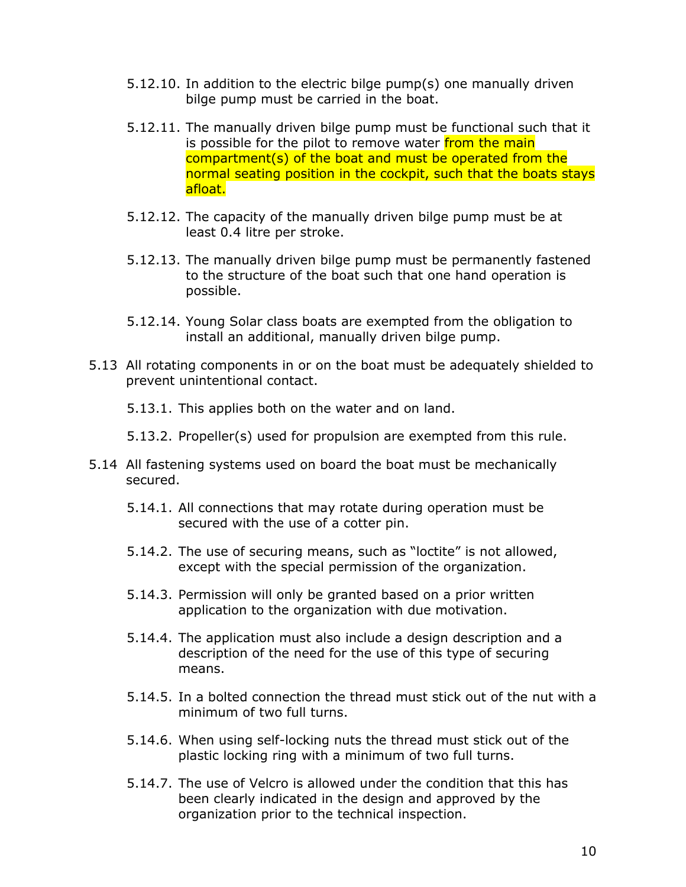5.12.10. In addition to the electric bilge pump(s) one manually driven bilge pump must be carried in the boat.

5.12.11. The manually driven bilge pump must be functional such that it is possible for the pilot to remove water from the main compartment(s) of the boat and must be operated from the normal seating position in the cockpit, such that the boats stays afloat.

5.12.12. The capacity of the manually driven bilge pump must be at least 0.4 litre per stroke.

5.12.13. The manually driven bilge pump must be permanently fastened to the structure of the boat such that one hand operation is possible.

5.12.14. Young Solar class boats are exempted from the obligation to install an additional, manually driven bilge pump.

5.13 All rotating components in or on the boat must be adequately shielded to prevent unintentional contact.

5.13.1. This applies both on the water and on land.

5.13.2. Propeller(s) used for propulsion are exempted from this rule.

5.14 All fastening systems used on board the boat must be mechanically secured.

5.14.1. All connections that may rotate during operation must be secured with the use of a cotter pin.

5.14.2. The use of securing means, such as “loctite” is not allowed, except with the special permission of the organization.

5.14.3. Permission will only be granted based on a prior written application to the organization with due motivation.

5.14.4. The application must also include a design description and a description of the need for the use of this type of securing means.

5.14.5. In a bolted connection the thread must stick out of the nut with a minimum of two full turns.

5.14.6. When using self-locking nuts the thread must stick out of the plastic locking ring with a minimum of two full turns.

5.14.7. The use of Velcro is allowed under the condition that this has been clearly indicated in the design and approved by the organization prior to the technical inspection.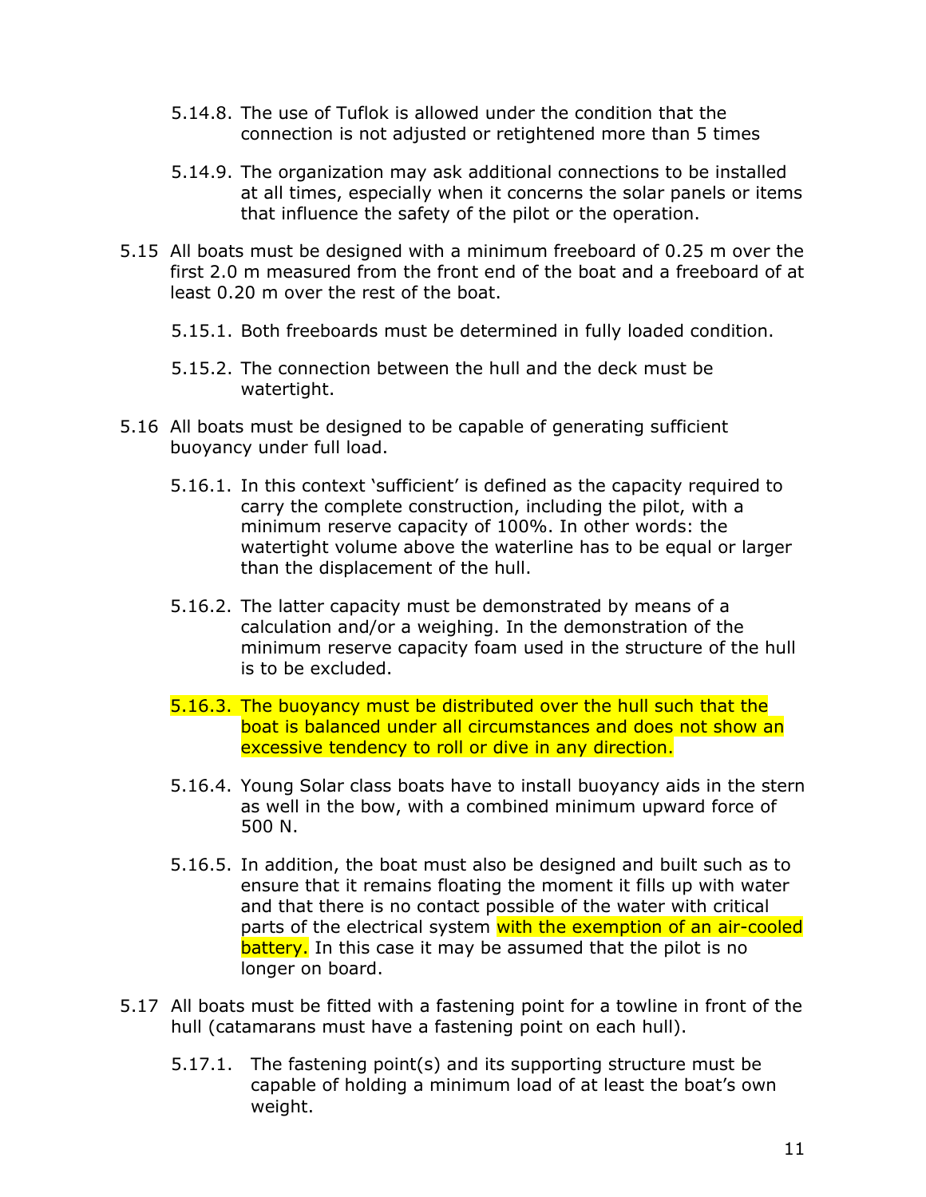5.14.8. The use of Tuflok is allowed under the condition that the connection is not adjusted or retightened more than 5 times

5.14.9. The organization may ask additional connections to be installed at all times, especially when it concerns the solar panels or items that influence the safety of the pilot or the operation.

5.15 All boats must be designed with a minimum freeboard of 0.25 m over the first 2.0 m measured from the front end of the boat and a freeboard of at least 0.20 m over the rest of the boat.

5.15.1. Both freeboards must be determined in fully loaded condition.

5.15.2. The connection between the hull and the deck must be watertight.

5.16 All boats must be designed to be capable of generating sufficient buoyancy under full load.

5.16.1. In this context 'sufficient' is defined as the capacity required to carry the complete construction, including the pilot, with a minimum reserve capacity of 100%. In other words: the watertight volume above the waterline has to be equal or larger than the displacement of the hull.

5.16.2. The latter capacity must be demonstrated by means of a calculation and/or a weighing. In the demonstration of the minimum reserve capacity foam used in the structure of the hull is to be excluded.

5.16.3. The buoyancy must be distributed over the hull such that the boat is balanced under all circumstances and does not show an excessive tendency to roll or dive in any direction.

5.16.4. Young Solar class boats have to install buoyancy aids in the stern as well in the bow, with a combined minimum upward force of 500 N.

5.16.5. In addition, the boat must also be designed and built such as to ensure that it remains floating the moment it fills up with water and that there is no contact possible of the water with critical parts of the electrical system with the exemption of an air-cooled battery. In this case it may be assumed that the pilot is no longer on board.

5.17 All boats must be fitted with a fastening point for a towline in front of the hull (catamarans must have a fastening point on each hull).

5.17.1. The fastening point(s) and its supporting structure must be capable of holding a minimum load of at least the boat's own weight.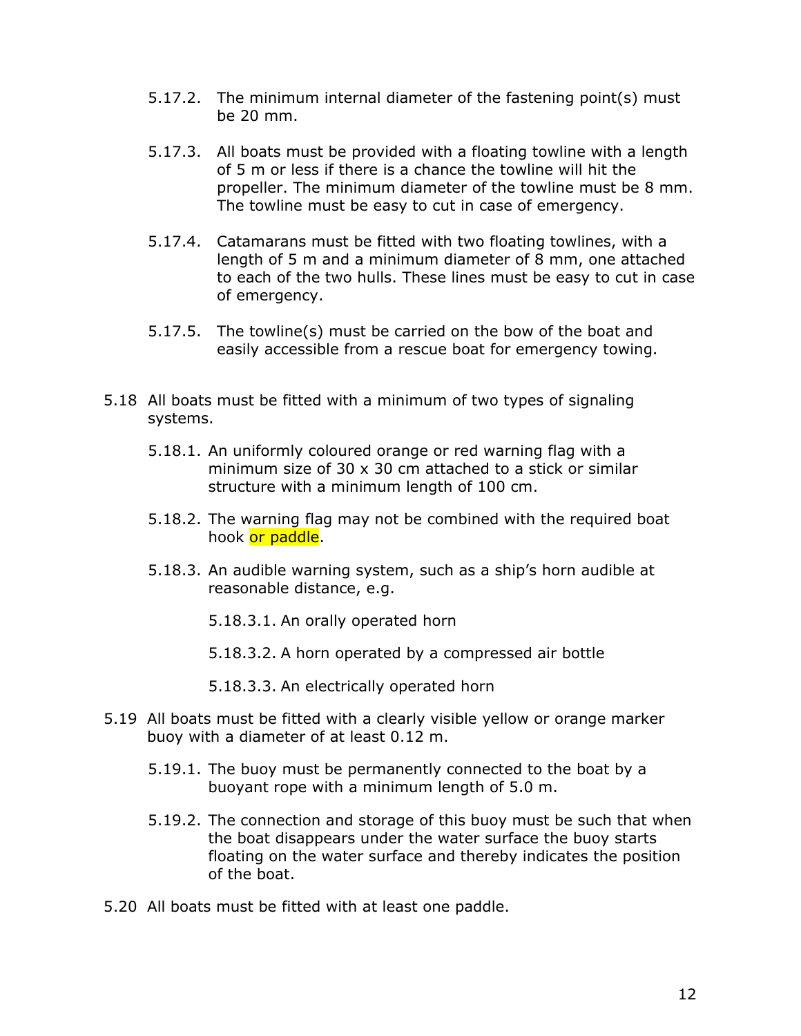5.17.2. The minimum internal diameter of the fastening point(s) must be 20 mm.

5.17.3. All boats must be provided with a floating towline with a length of 5 m or less if there is a chance the towline will hit the propeller. The minimum diameter of the towline must be 8 mm. The towline must be easy to cut in case of emergency.

5.17.4. Catamarans must be fitted with two floating towlines, with a length of 5 m and a minimum diameter of 8 mm, one attached to each of the two hulls. These lines must be easy to cut in case of emergency.

5.17.5. The towline(s) must be carried on the bow of the boat and easily accessible from a rescue boat for emergency towing.

5.18 All boats must be fitted with a minimum of two types of signaling systems.

5.18.1. An uniformly coloured orange or red warning flag with a minimum size of 30 x 30 cm attached to a stick or similar structure with a minimum length of 100 cm.

5.18.2. The warning flag may not be combined with the required boat hook or paddle.

5.18.3. An audible warning system, such as a ship's horn audible at reasonable distance, e.g.

5.18.3.1. An orally operated horn

5.18.3.2. A horn operated by a compressed air bottle

5.18.3.3. An electrically operated horn

5.19 All boats must be fitted with a clearly visible yellow or orange marker buoy with a diameter of at least 0.12 m.

5.19.1. The buoy must be permanently connected to the boat by a buoyant rope with a minimum length of 5.0 m.

5.19.2. The connection and storage of this buoy must be such that when the boat disappears under the water surface the buoy starts floating on the water surface and thereby indicates the position of the boat.

5.20 All boats must be fitted with at least one paddle.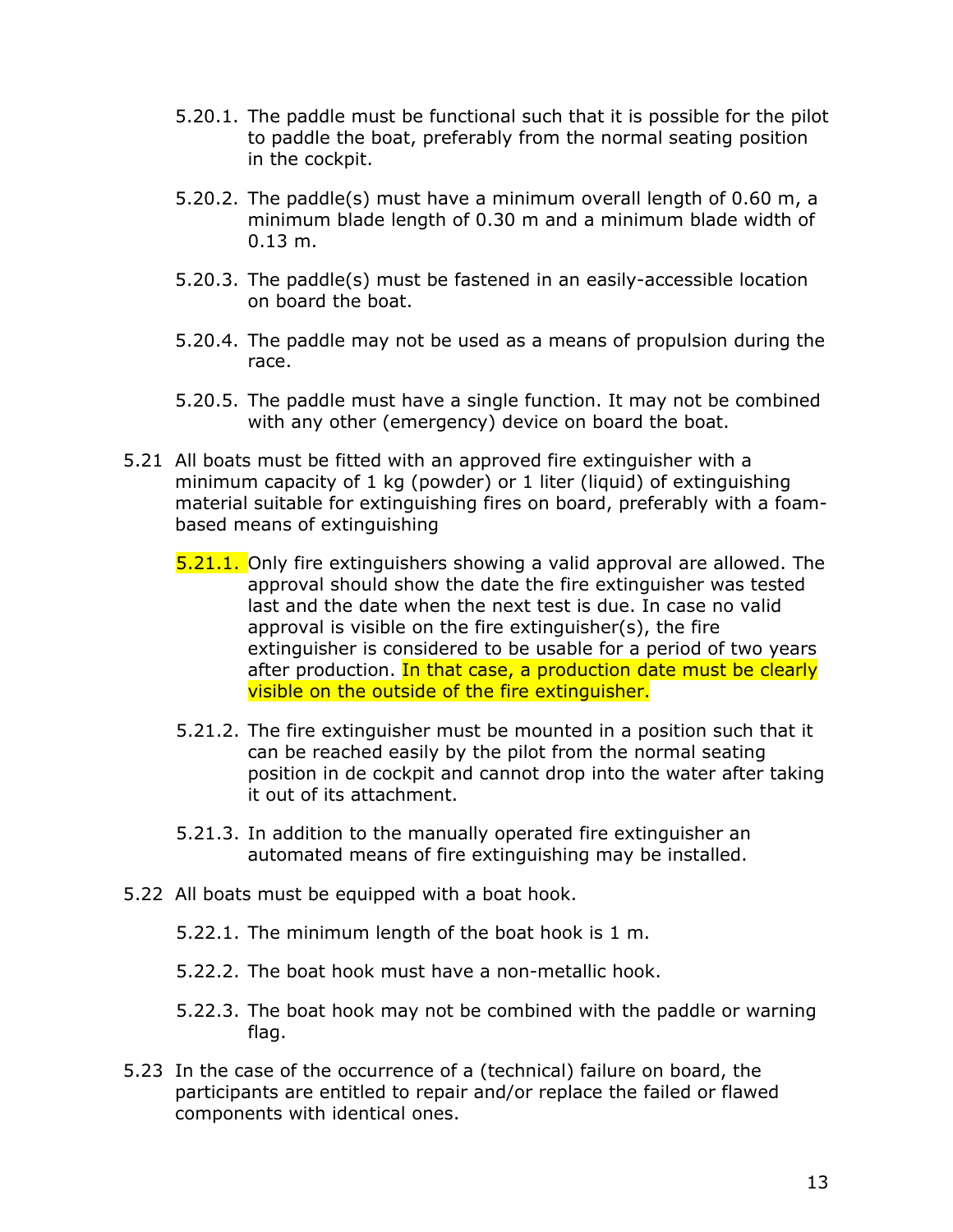5.20.1. The paddle must be functional such that it is possible for the pilot to paddle the boat, preferably from the normal seating position in the cockpit.

5.20.2. The paddle(s) must have a minimum overall length of 0.60 m, a minimum blade length of 0.30 m and a minimum blade width of 0.13 m.

5.20.3. The paddle(s) must be fastened in an easily-accessible location on board the boat.

5.20.4. The paddle may not be used as a means of propulsion during the race.

5.20.5. The paddle must have a single function. It may not be combined with any other (emergency) device on board the boat.

5.21 All boats must be fitted with an approved fire extinguisher with a minimum capacity of 1 kg (powder) or 1 liter (liquid) of extinguishing material suitable for extinguishing fires on board, preferably with a foam-based means of extinguishing

5.21.1. Only fire extinguishers showing a valid approval are allowed. The approval should show the date the fire extinguisher was tested last and the date when the next test is due. In case no valid approval is visible on the fire extinguisher(s), the fire extinguisher is considered to be usable for a period of two years after production. In that case, a production date must be clearly visible on the outside of the fire extinguisher.

5.21.2. The fire extinguisher must be mounted in a position such that it can be reached easily by the pilot from the normal seating position in de cockpit and cannot drop into the water after taking it out of its attachment.

5.21.3. In addition to the manually operated fire extinguisher an automated means of fire extinguishing may be installed.

5.22 All boats must be equipped with a boat hook.

5.22.1. The minimum length of the boat hook is 1 m.

5.22.2. The boat hook must have a non-metallic hook.

5.22.3. The boat hook may not be combined with the paddle or warning flag.

5.23 In the case of the occurrence of a (technical) failure on board, the participants are entitled to repair and/or replace the failed or flawed components with identical ones.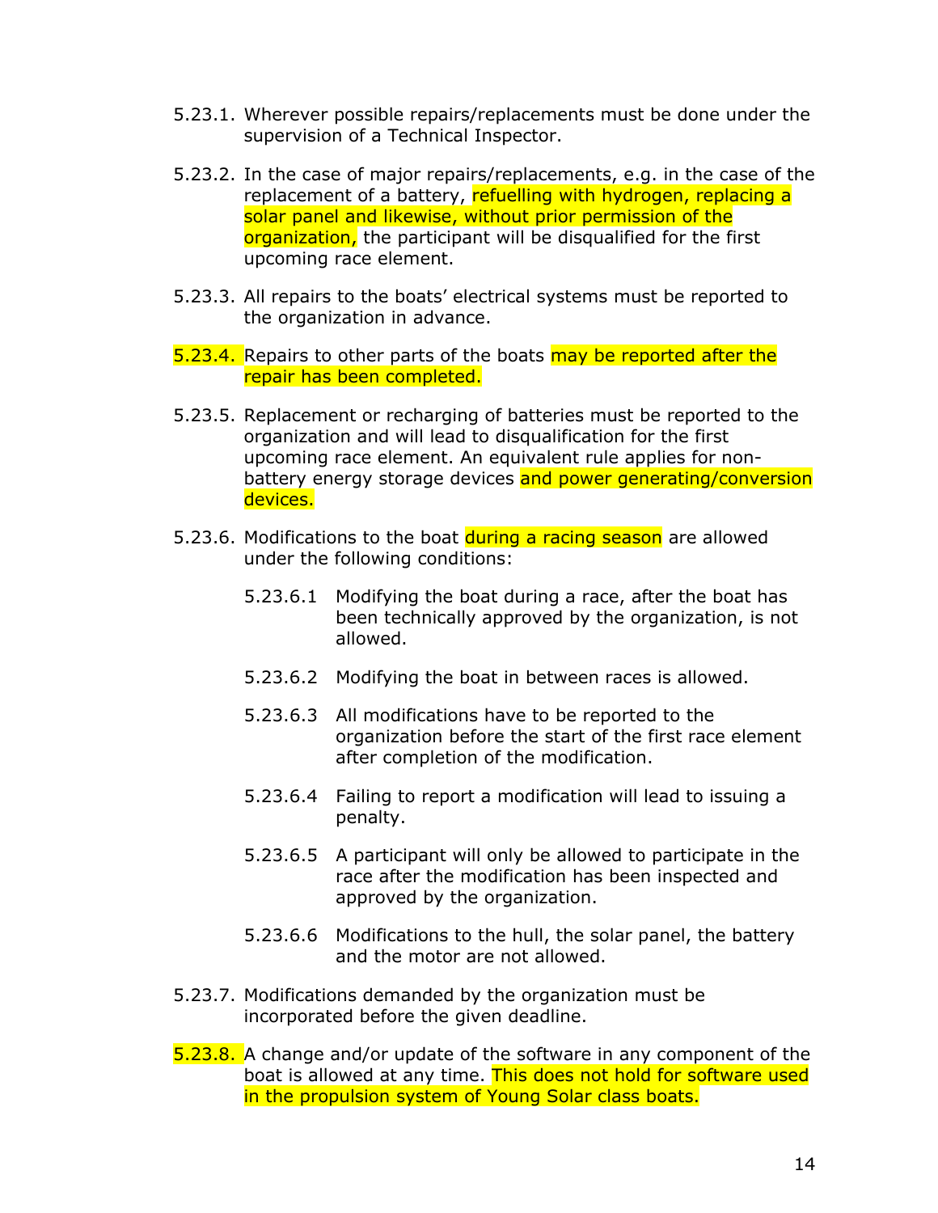5.23.1. Wherever possible repairs/replacements must be done under the supervision of a Technical Inspector.

5.23.2. In the case of major repairs/replacements, e.g. in the case of the replacement of a battery, refuelling with hydrogen, replacing a solar panel and likewise, without prior permission of the organization, the participant will be disqualified for the first upcoming race element.

5.23.3. All repairs to the boats' electrical systems must be reported to the organization in advance.

5.23.4. Repairs to other parts of the boats may be reported after the repair has been completed.

5.23.5. Replacement or recharging of batteries must be reported to the organization and will lead to disqualification for the first upcoming race element. An equivalent rule applies for non-battery energy storage devices and power generating/conversion devices.

5.23.6. Modifications to the boat during a racing season are allowed under the following conditions:

- 5.23.6.1 Modifying the boat during a race, after the boat has been technically approved by the organization, is not allowed.
- 5.23.6.2 Modifying the boat in between races is allowed.
- 5.23.6.3 All modifications have to be reported to the organization before the start of the first race element after completion of the modification.
- 5.23.6.4 Failing to report a modification will lead to issuing a penalty.
- 5.23.6.5 A participant will only be allowed to participate in the race after the modification has been inspected and approved by the organization.
- 5.23.6.6 Modifications to the hull, the solar panel, the battery and the motor are not allowed.

5.23.7. Modifications demanded by the organization must be incorporated before the given deadline.

5.23.8. A change and/or update of the software in any component of the boat is allowed at any time. This does not hold for software used in the propulsion system of Young Solar class boats.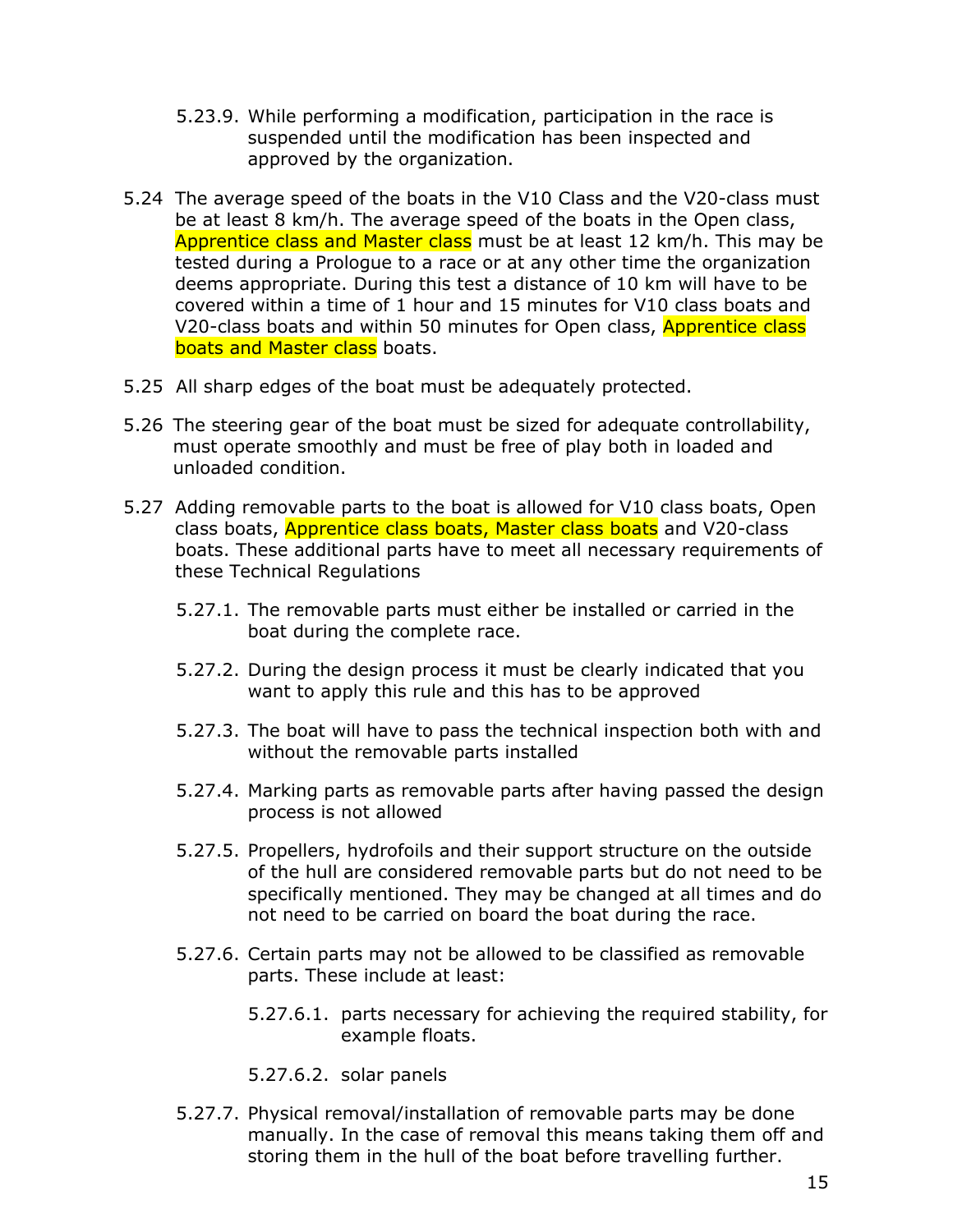5.23.9. While performing a modification, participation in the race is suspended until the modification has been inspected and approved by the organization.

5.24 The average speed of the boats in the V10 Class and the V20-class must be at least 8 km/h. The average speed of the boats in the Open class, Apprentice class and Master class must be at least 12 km/h. This may be tested during a Prologue to a race or at any other time the organization deems appropriate. During this test a distance of 10 km will have to be covered within a time of 1 hour and 15 minutes for V10 class boats and V20-class boats and within 50 minutes for Open class, Apprentice class boats and Master class boats.

5.25 All sharp edges of the boat must be adequately protected.

5.26 The steering gear of the boat must be sized for adequate controllability, must operate smoothly and must be free of play both in loaded and unloaded condition.

5.27 Adding removable parts to the boat is allowed for V10 class boats, Open class boats, Apprentice class boats, Master class boats and V20-class boats. These additional parts have to meet all necessary requirements of these Technical Regulations

5.27.1. The removable parts must either be installed or carried in the boat during the complete race.

5.27.2. During the design process it must be clearly indicated that you want to apply this rule and this has to be approved

5.27.3. The boat will have to pass the technical inspection both with and without the removable parts installed

5.27.4. Marking parts as removable parts after having passed the design process is not allowed

5.27.5. Propellers, hydrofoils and their support structure on the outside of the hull are considered removable parts but do not need to be specifically mentioned. They may be changed at all times and do not need to be carried on board the boat during the race.

5.27.6. Certain parts may not be allowed to be classified as removable parts. These include at least:

5.27.6.1. parts necessary for achieving the required stability, for example floats.

5.27.6.2. solar panels

5.27.7. Physical removal/installation of removable parts may be done manually. In the case of removal this means taking them off and storing them in the hull of the boat before travelling further.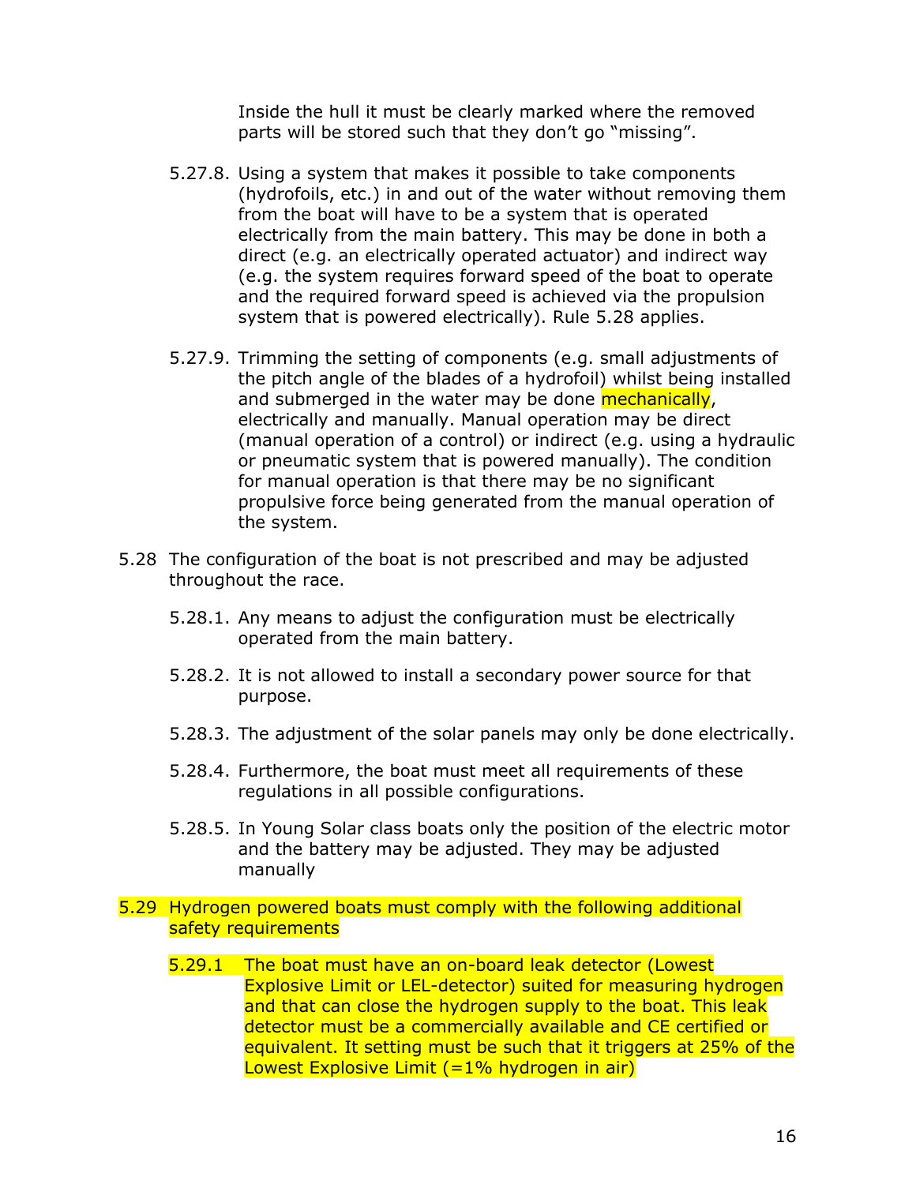Inside the hull it must be clearly marked where the removed parts will be stored such that they don't go "missing".

5.27.8. Using a system that makes it possible to take components (hydrofoils, etc.) in and out of the water without removing them from the boat will have to be a system that is operated electrically from the main battery. This may be done in both a direct (e.g. an electrically operated actuator) and indirect way (e.g. the system requires forward speed of the boat to operate and the required forward speed is achieved via the propulsion system that is powered electrically). Rule 5.28 applies.

5.27.9. Trimming the setting of components (e.g. small adjustments of the pitch angle of the blades of a hydrofoil) whilst being installed and submerged in the water may be done mechanically, electrically and manually. Manual operation may be direct (manual operation of a control) or indirect (e.g. using a hydraulic or pneumatic system that is powered manually). The condition for manual operation is that there may be no significant propulsive force being generated from the manual operation of the system.

5.28 The configuration of the boat is not prescribed and may be adjusted throughout the race.

5.28.1. Any means to adjust the configuration must be electrically operated from the main battery.

5.28.2. It is not allowed to install a secondary power source for that purpose.

5.28.3. The adjustment of the solar panels may only be done electrically.

5.28.4. Furthermore, the boat must meet all requirements of these regulations in all possible configurations.

5.28.5. In Young Solar class boats only the position of the electric motor and the battery may be adjusted. They may be adjusted manually

5.29 Hydrogen powered boats must comply with the following additional safety requirements

5.29.1 The boat must have an on-board leak detector (Lowest Explosive Limit or LEL-detector) suited for measuring hydrogen and that can close the hydrogen supply to the boat. This leak detector must be a commercially available and CE certified or equivalent. It setting must be such that it triggers at 25% of the Lowest Explosive Limit (=1% hydrogen in air)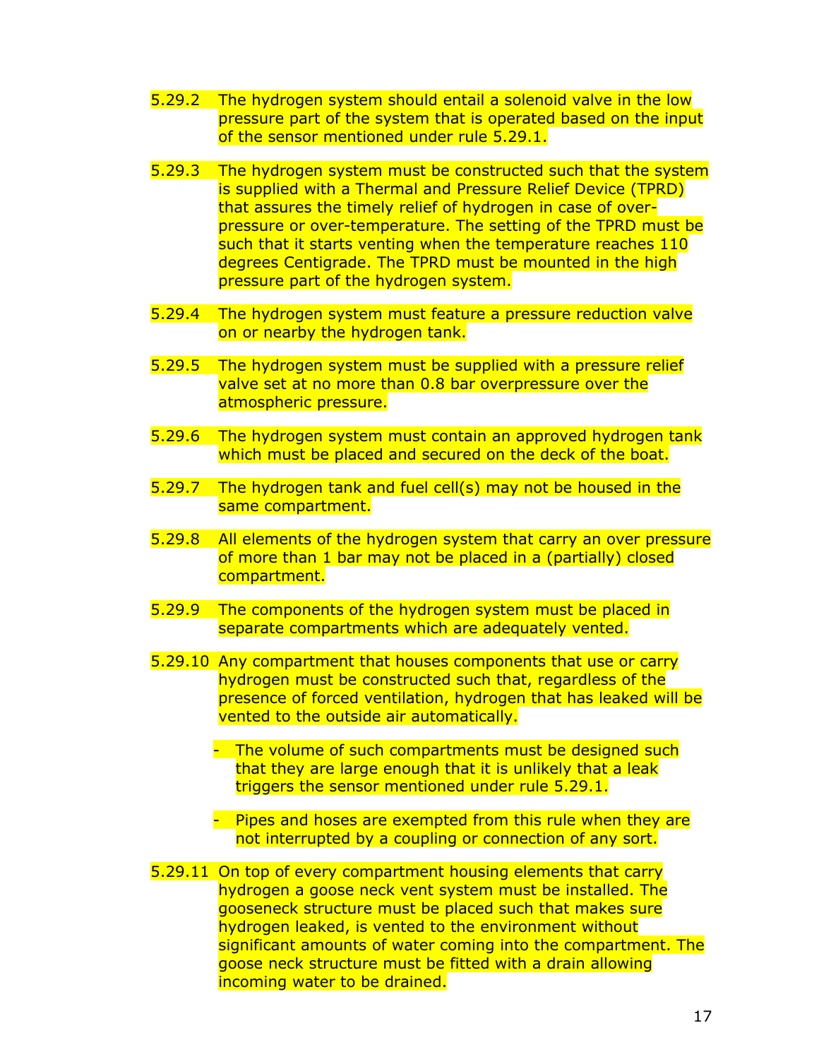5.29.2 The hydrogen system should entail a solenoid valve in the low pressure part of the system that is operated based on the input of the sensor mentioned under rule 5.29.1.

5.29.3 The hydrogen system must be constructed such that the system is supplied with a Thermal and Pressure Relief Device (TPRD) that assures the timely relief of hydrogen in case of over-pressure or over-temperature. The setting of the TPRD must be such that it starts venting when the temperature reaches 110 degrees Centigrade. The TPRD must be mounted in the high pressure part of the hydrogen system.

5.29.4 The hydrogen system must feature a pressure reduction valve on or nearby the hydrogen tank.

5.29.5 The hydrogen system must be supplied with a pressure relief valve set at no more than 0.8 bar overpressure over the atmospheric pressure.

5.29.6 The hydrogen system must contain an approved hydrogen tank which must be placed and secured on the deck of the boat.

5.29.7 The hydrogen tank and fuel cell(s) may not be housed in the same compartment.

5.29.8 All elements of the hydrogen system that carry an over pressure of more than 1 bar may not be placed in a (partially) closed compartment.

5.29.9 The components of the hydrogen system must be placed in separate compartments which are adequately vented.

5.29.10 Any compartment that houses components that use or carry hydrogen must be constructed such that, regardless of the presence of forced ventilation, hydrogen that has leaked will be vented to the outside air automatically.

- The volume of such compartments must be designed such that they are large enough that it is unlikely that a leak triggers the sensor mentioned under rule 5.29.1.
- Pipes and hoses are exempted from this rule when they are not interrupted by a coupling or connection of any sort.

5.29.11 On top of every compartment housing elements that carry hydrogen a goose neck vent system must be installed. The gooseneck structure must be placed such that makes sure hydrogen leaked, is vented to the environment without significant amounts of water coming into the compartment. The goose neck structure must be fitted with a drain allowing incoming water to be drained.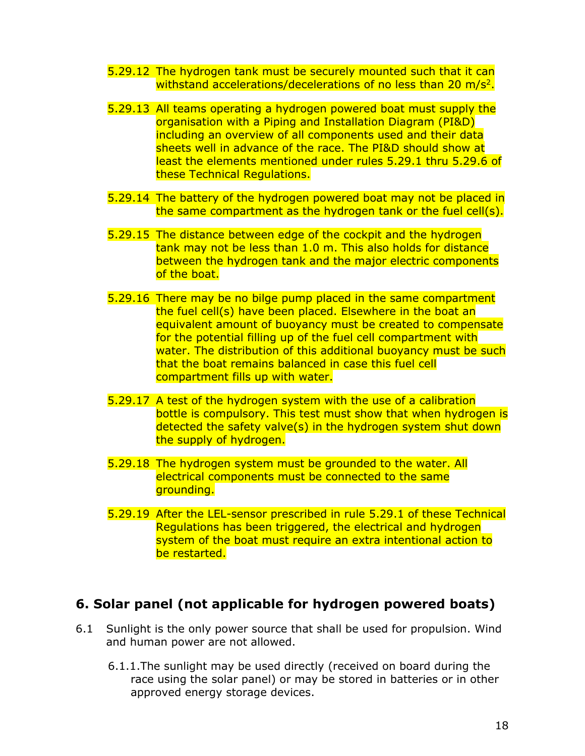5.29.12 The hydrogen tank must be securely mounted such that it can withstand accelerations/decelerations of no less than 20 $m/s^2$.

5.29.13 All teams operating a hydrogen powered boat must supply the organisation with a Piping and Installation Diagram (PI&D) including an overview of all components used and their data sheets well in advance of the race. The PI&D should show at least the elements mentioned under rules 5.29.1 thru 5.29.6 of these Technical Regulations.

5.29.14 The battery of the hydrogen powered boat may not be placed in the same compartment as the hydrogen tank or the fuel cell(s).

5.29.15 The distance between edge of the cockpit and the hydrogen tank may not be less than 1.0 m. This also holds for distance between the hydrogen tank and the major electric components of the boat.

5.29.16 There may be no bilge pump placed in the same compartment the fuel cell(s) have been placed. Elsewhere in the boat an equivalent amount of buoyancy must be created to compensate for the potential filling up of the fuel cell compartment with water. The distribution of this additional buoyancy must be such that the boat remains balanced in case this fuel cell compartment fills up with water.

5.29.17 A test of the hydrogen system with the use of a calibration bottle is compulsory. This test must show that when hydrogen is detected the safety valve(s) in the hydrogen system shut down the supply of hydrogen.

5.29.18 The hydrogen system must be grounded to the water. All electrical components must be connected to the same grounding.

5.29.19 After the LEL-sensor prescribed in rule 5.29.1 of these Technical Regulations has been triggered, the electrical and hydrogen system of the boat must require an extra intentional action to be restarted.

## 6. Solar panel (not applicable for hydrogen powered boats)

6.1 Sunlight is the only power source that shall be used for propulsion. Wind and human power are not allowed.

6.1.1. The sunlight may be used directly (received on board during the race using the solar panel) or may be stored in batteries or in other approved energy storage devices.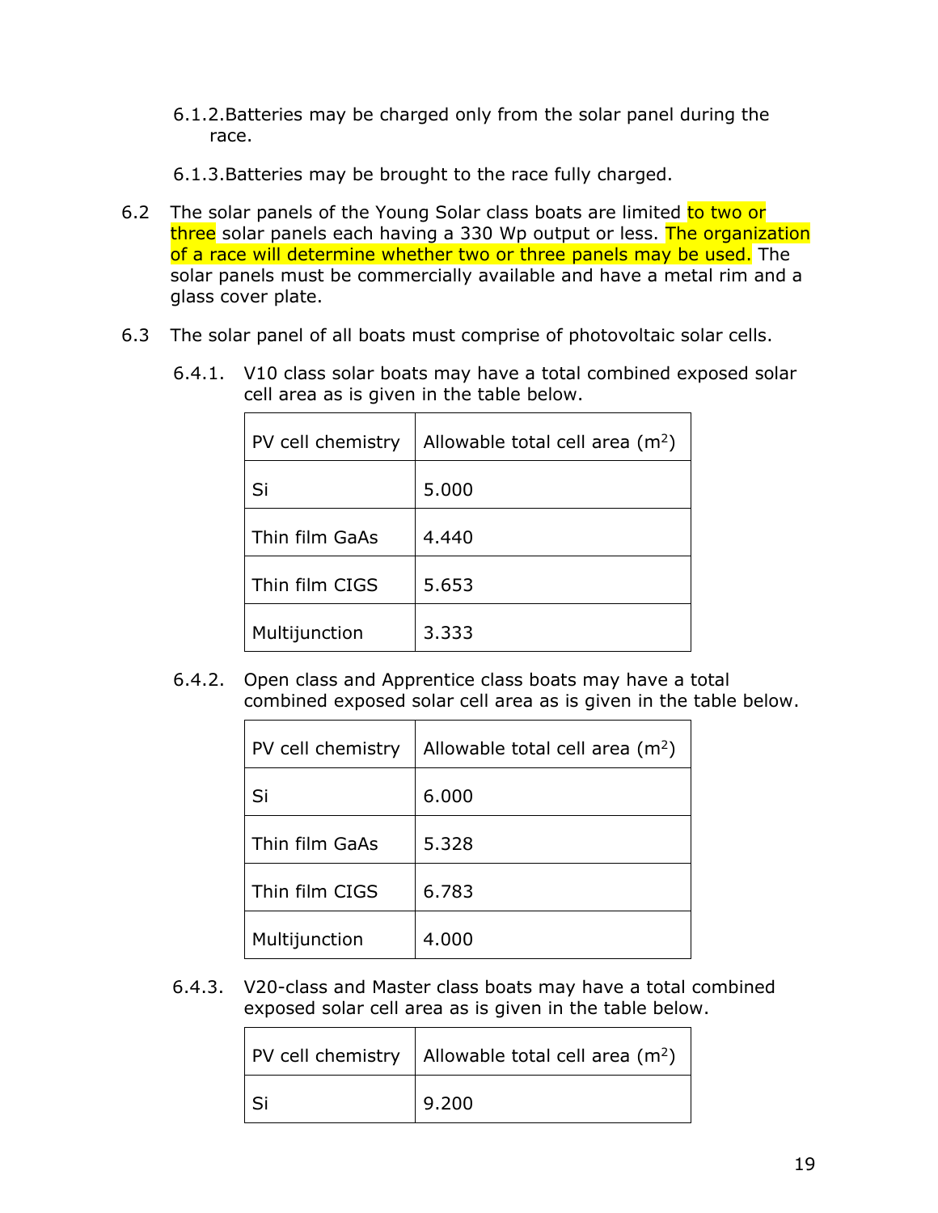6.1.2. Batteries may be charged only from the solar panel during the race.

6.1.3. Batteries may be brought to the race fully charged.

6.2 The solar panels of the Young Solar class boats are limited to two or three solar panels each having a 330 Wp output or less. The organization of a race will determine whether two or three panels may be used. The solar panels must be commercially available and have a metal rim and a glass cover plate.

6.3 The solar panel of all boats must comprise of photovoltaic solar cells.

6.4.1. V10 class solar boats may have a total combined exposed solar cell area as is given in the table below.

| PV cell chemistry | Allowable total cell area ($m^2$) |
|---|---|
| Si | 5.000 |
| Thin film GaAs | 4.440 |
| Thin film CIGS | 5.653 |
| Multijunction | 3.333 |

6.4.2. Open class and Apprentice class boats may have a total combined exposed solar cell area as is given in the table below.

| PV cell chemistry | Allowable total cell area ($m^2$) |
|---|---|
| Si | 6.000 |
| Thin film GaAs | 5.328 |
| Thin film CIGS | 6.783 |
| Multijunction | 4.000 |

6.4.3. V20-class and Master class boats may have a total combined exposed solar cell area as is given in the table below.

| PV cell chemistry | Allowable total cell area ($m^2$) |
|---|---|
| Si | 9.200 |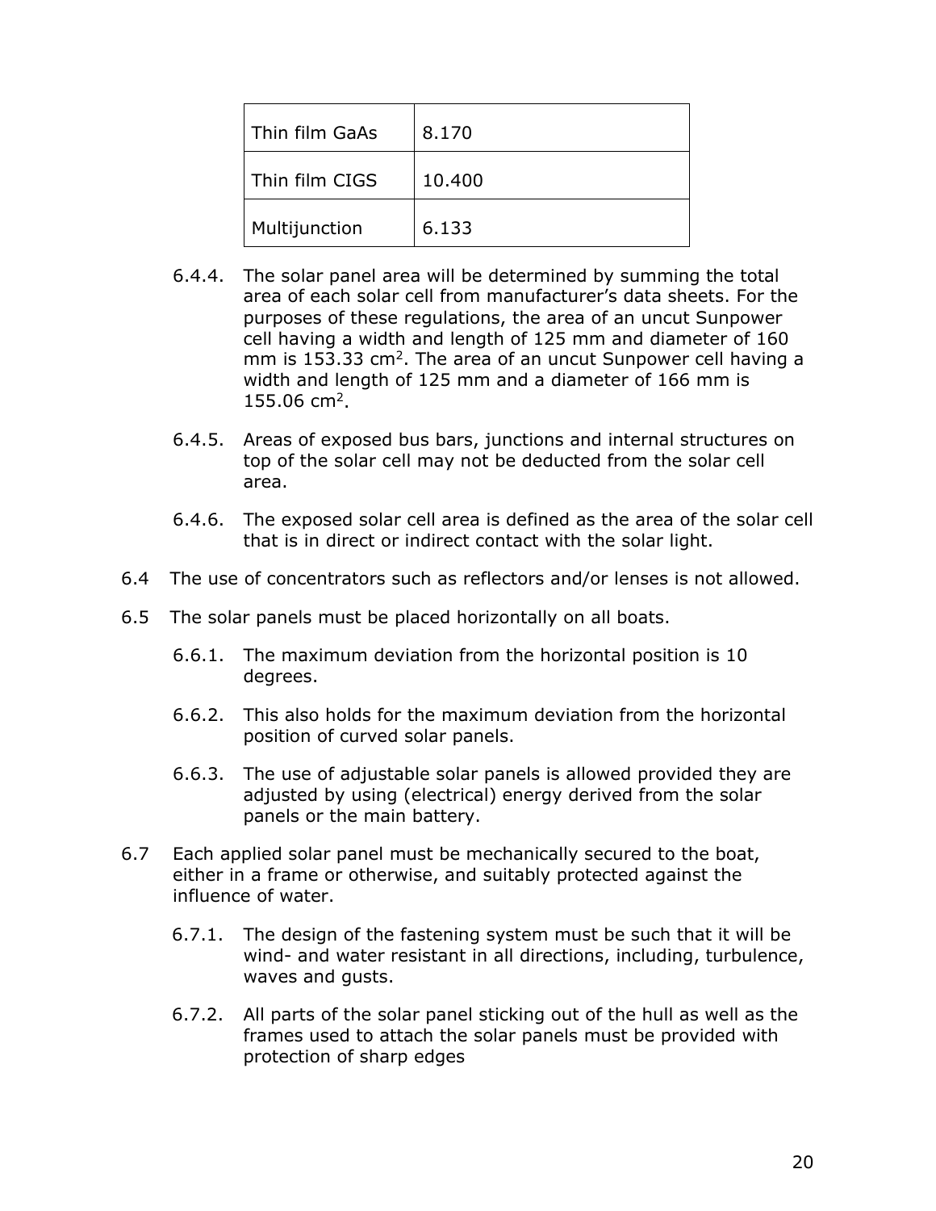| | |
|---|---|
| Thin film GaAs | 8.170 |
| Thin film CIGS | 10.400 |
| Multijunction | 6.133 |

6.4.4. The solar panel area will be determined by summing the total area of each solar cell from manufacturer's data sheets. For the purposes of these regulations, the area of an uncut Sunpower cell having a width and length of 125 mm and diameter of 160 mm is 153.33 $cm^2$. The area of an uncut Sunpower cell having a width and length of 125 mm and a diameter of 166 mm is 155.06 $cm^2$.

6.4.5. Areas of exposed bus bars, junctions and internal structures on top of the solar cell may not be deducted from the solar cell area.

6.4.6. The exposed solar cell area is defined as the area of the solar cell that is in direct or indirect contact with the solar light.

6.4 The use of concentrators such as reflectors and/or lenses is not allowed.

6.5 The solar panels must be placed horizontally on all boats.

6.6.1. The maximum deviation from the horizontal position is 10 degrees.

6.6.2. This also holds for the maximum deviation from the horizontal position of curved solar panels.

6.6.3. The use of adjustable solar panels is allowed provided they are adjusted by using (electrical) energy derived from the solar panels or the main battery.

6.7 Each applied solar panel must be mechanically secured to the boat, either in a frame or otherwise, and suitably protected against the influence of water.

6.7.1. The design of the fastening system must be such that it will be wind- and water resistant in all directions, including, turbulence, waves and gusts.

6.7.2. All parts of the solar panel sticking out of the hull as well as the frames used to attach the solar panels must be provided with protection of sharp edges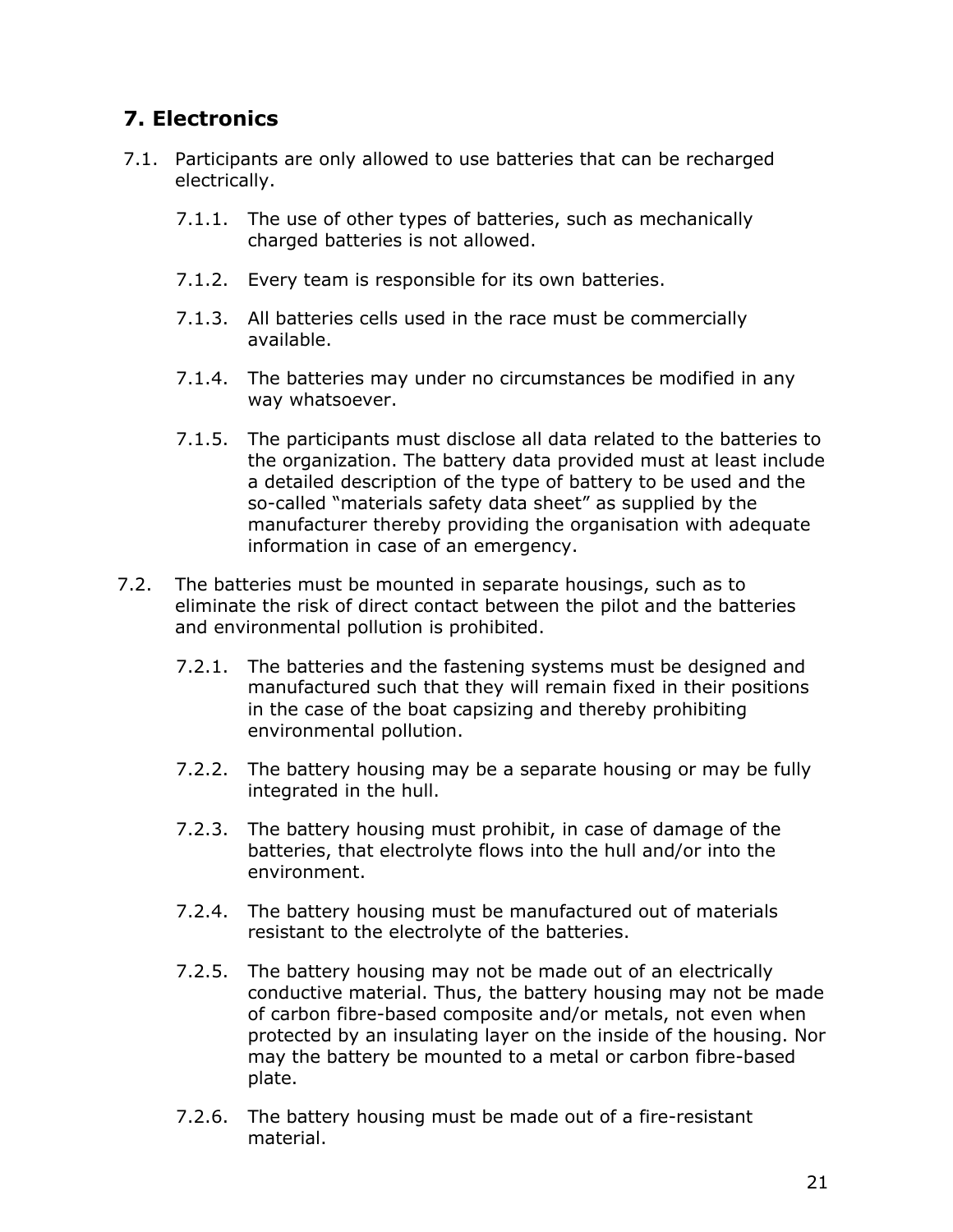## 7. Electronics

7.1. Participants are only allowed to use batteries that can be recharged electrically.

7.1.1. The use of other types of batteries, such as mechanically charged batteries is not allowed.

7.1.2. Every team is responsible for its own batteries.

7.1.3. All batteries cells used in the race must be commercially available.

7.1.4. The batteries may under no circumstances be modified in any way whatsoever.

7.1.5. The participants must disclose all data related to the batteries to the organization. The battery data provided must at least include a detailed description of the type of battery to be used and the so-called "materials safety data sheet" as supplied by the manufacturer thereby providing the organisation with adequate information in case of an emergency.

7.2. The batteries must be mounted in separate housings, such as to eliminate the risk of direct contact between the pilot and the batteries and environmental pollution is prohibited.

7.2.1. The batteries and the fastening systems must be designed and manufactured such that they will remain fixed in their positions in the case of the boat capsizing and thereby prohibiting environmental pollution.

7.2.2. The battery housing may be a separate housing or may be fully integrated in the hull.

7.2.3. The battery housing must prohibit, in case of damage of the batteries, that electrolyte flows into the hull and/or into the environment.

7.2.4. The battery housing must be manufactured out of materials resistant to the electrolyte of the batteries.

7.2.5. The battery housing may not be made out of an electrically conductive material. Thus, the battery housing may not be made of carbon fibre-based composite and/or metals, not even when protected by an insulating layer on the inside of the housing. Nor may the battery be mounted to a metal or carbon fibre-based plate.

7.2.6. The battery housing must be made out of a fire-resistant material.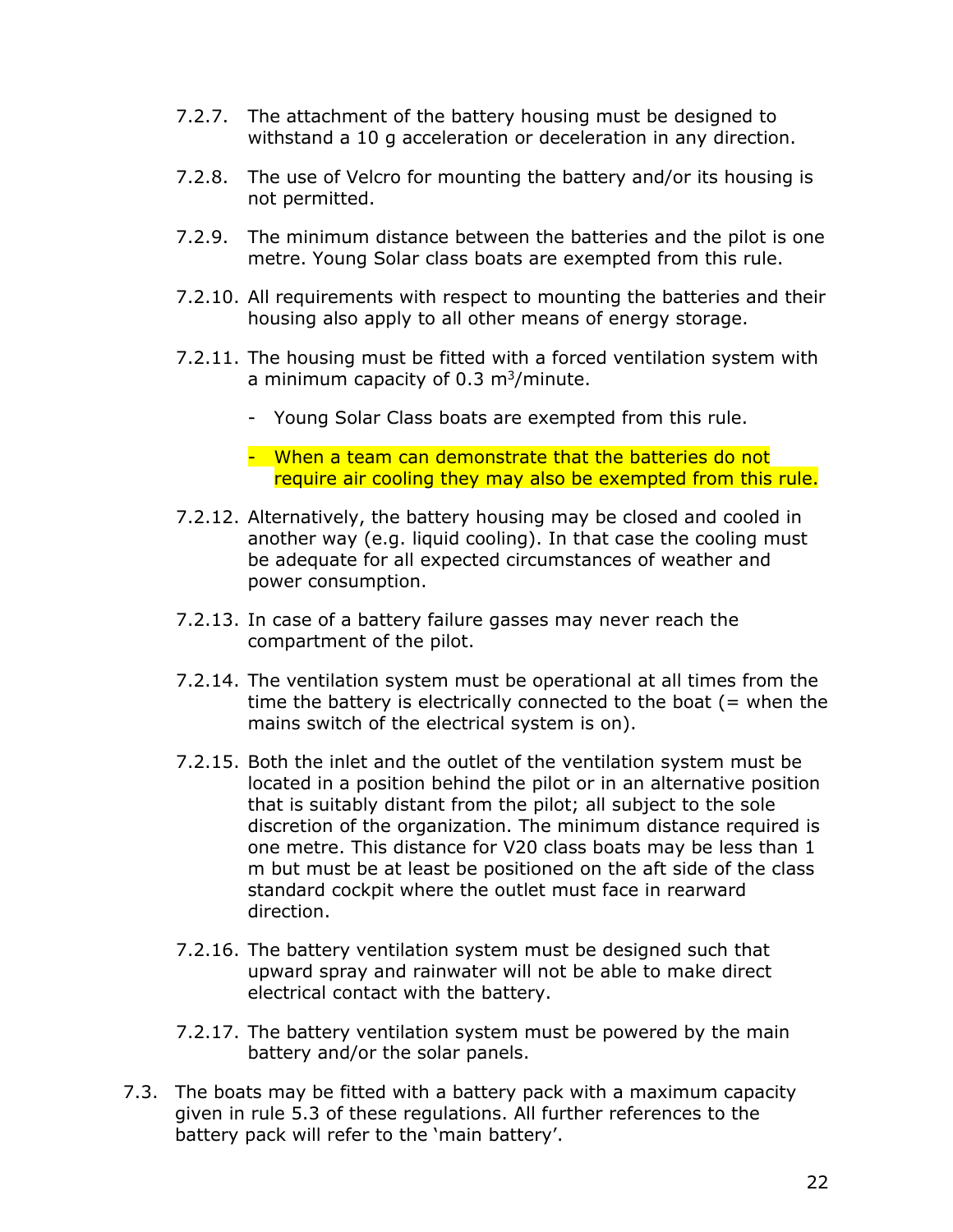7.2.7. The attachment of the battery housing must be designed to withstand a 10 g acceleration or deceleration in any direction.

7.2.8. The use of Velcro for mounting the battery and/or its housing is not permitted.

7.2.9. The minimum distance between the batteries and the pilot is one metre. Young Solar class boats are exempted from this rule.

7.2.10. All requirements with respect to mounting the batteries and their housing also apply to all other means of energy storage.

7.2.11. The housing must be fitted with a forced ventilation system with a minimum capacity of 0.3 $m^3$/minute.

- Young Solar Class boats are exempted from this rule.
- When a team can demonstrate that the batteries do not require air cooling they may also be exempted from this rule.

7.2.12. Alternatively, the battery housing may be closed and cooled in another way (e.g. liquid cooling). In that case the cooling must be adequate for all expected circumstances of weather and power consumption.

7.2.13. In case of a battery failure gasses may never reach the compartment of the pilot.

7.2.14. The ventilation system must be operational at all times from the time the battery is electrically connected to the boat (= when the mains switch of the electrical system is on).

7.2.15. Both the inlet and the outlet of the ventilation system must be located in a position behind the pilot or in an alternative position that is suitably distant from the pilot; all subject to the sole discretion of the organization. The minimum distance required is one metre. This distance for V20 class boats may be less than 1 m but must be at least be positioned on the aft side of the class standard cockpit where the outlet must face in rearward direction.

7.2.16. The battery ventilation system must be designed such that upward spray and rainwater will not be able to make direct electrical contact with the battery.

7.2.17. The battery ventilation system must be powered by the main battery and/or the solar panels.

7.3. The boats may be fitted with a battery pack with a maximum capacity given in rule 5.3 of these regulations. All further references to the battery pack will refer to the 'main battery'.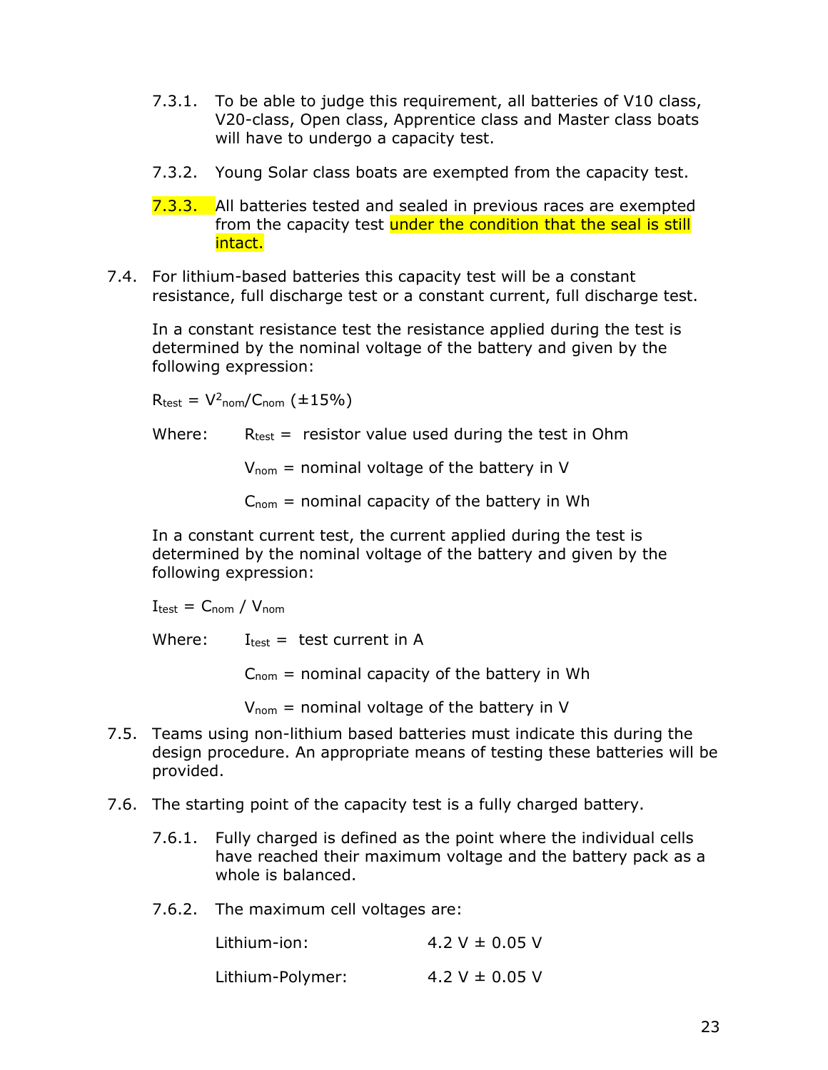7.3.1. To be able to judge this requirement, all batteries of V10 class, V20-class, Open class, Apprentice class and Master class boats will have to undergo a capacity test.

7.3.2. Young Solar class boats are exempted from the capacity test.

7.3.3. All batteries tested and sealed in previous races are exempted from the capacity test under the condition that the seal is still intact.

7.4. For lithium-based batteries this capacity test will be a constant resistance, full discharge test or a constant current, full discharge test.

In a constant resistance test the resistance applied during the test is determined by the nominal voltage of the battery and given by the following expression:

$R_{test} = V^2_{nom}/C_{nom}$ (±15%)

Where: $R_{test}$ = resistor value used during the test in Ohm

$V_{nom}$ = nominal voltage of the battery in V

$C_{nom}$ = nominal capacity of the battery in Wh

In a constant current test, the current applied during the test is determined by the nominal voltage of the battery and given by the following expression:

$I_{test} = C_{nom} / V_{nom}$

Where: $I_{test}$ = test current in A

$C_{nom}$ = nominal capacity of the battery in Wh

$V_{nom}$ = nominal voltage of the battery in V

7.5. Teams using non-lithium based batteries must indicate this during the design procedure. An appropriate means of testing these batteries will be provided.

7.6. The starting point of the capacity test is a fully charged battery.

7.6.1. Fully charged is defined as the point where the individual cells have reached their maximum voltage and the battery pack as a whole is balanced.

7.6.2. The maximum cell voltages are:

| | |
|---|---|
| Lithium-ion: | 4.2 V ± 0.05 V |
| Lithium-Polymer: | 4.2 V ± 0.05 V |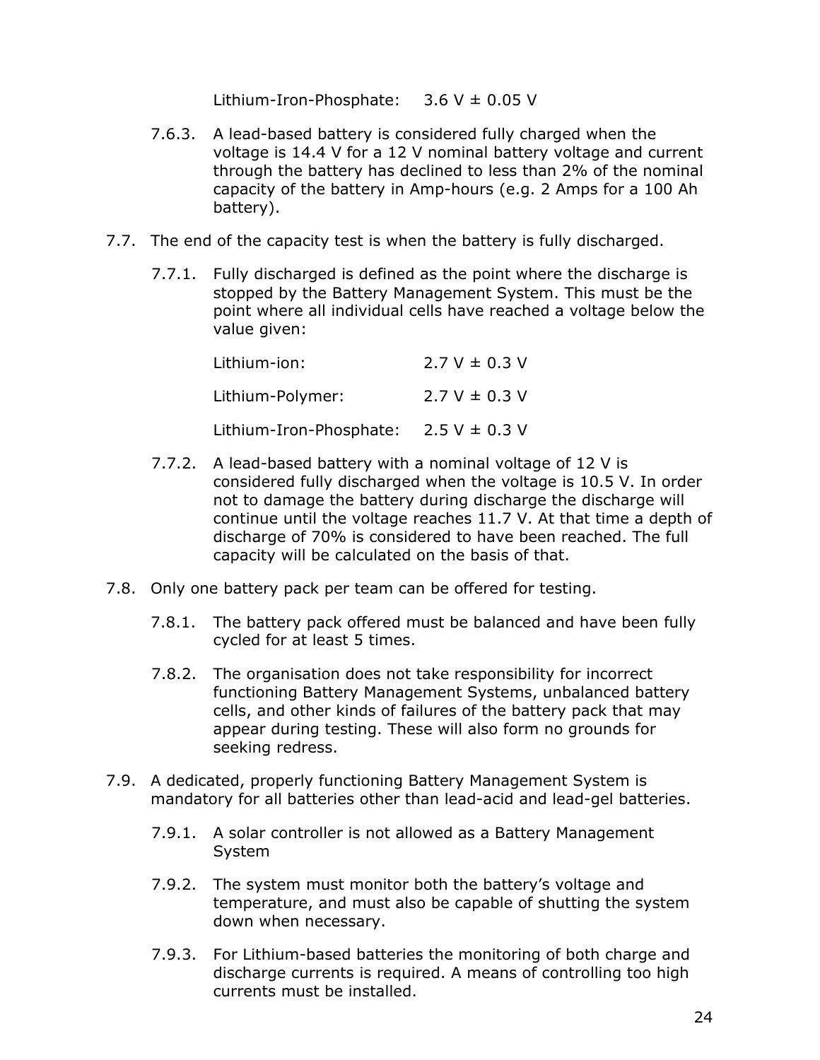Lithium-Iron-Phosphate: 3.6 V ± 0.05 V

7.6.3. A lead-based battery is considered fully charged when the voltage is 14.4 V for a 12 V nominal battery voltage and current through the battery has declined to less than 2% of the nominal capacity of the battery in Amp-hours (e.g. 2 Amps for a 100 Ah battery).

7.7. The end of the capacity test is when the battery is fully discharged.

7.7.1. Fully discharged is defined as the point where the discharge is stopped by the Battery Management System. This must be the point where all individual cells have reached a voltage below the value given:

Lithium-ion: 2.7 V ± 0.3 V

Lithium-Polymer: 2.7 V ± 0.3 V

Lithium-Iron-Phosphate: 2.5 V ± 0.3 V

7.7.2. A lead-based battery with a nominal voltage of 12 V is considered fully discharged when the voltage is 10.5 V. In order not to damage the battery during discharge the discharge will continue until the voltage reaches 11.7 V. At that time a depth of discharge of 70% is considered to have been reached. The full capacity will be calculated on the basis of that.

7.8. Only one battery pack per team can be offered for testing.

7.8.1. The battery pack offered must be balanced and have been fully cycled for at least 5 times.

7.8.2. The organisation does not take responsibility for incorrect functioning Battery Management Systems, unbalanced battery cells, and other kinds of failures of the battery pack that may appear during testing. These will also form no grounds for seeking redress.

7.9. A dedicated, properly functioning Battery Management System is mandatory for all batteries other than lead-acid and lead-gel batteries.

7.9.1. A solar controller is not allowed as a Battery Management System

7.9.2. The system must monitor both the battery's voltage and temperature, and must also be capable of shutting the system down when necessary.

7.9.3. For Lithium-based batteries the monitoring of both charge and discharge currents is required. A means of controlling too high currents must be installed.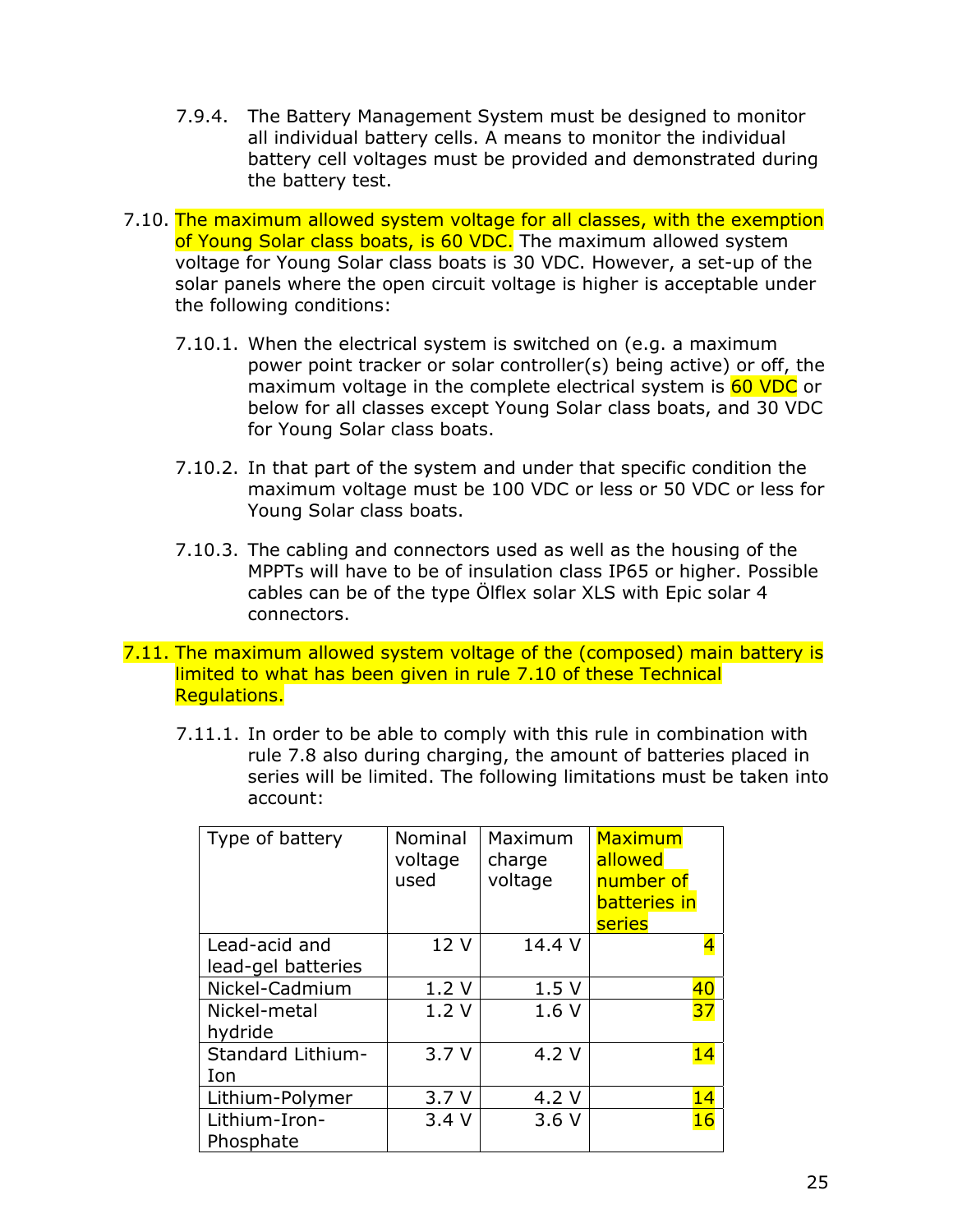7.9.4. The Battery Management System must be designed to monitor all individual battery cells. A means to monitor the individual battery cell voltages must be provided and demonstrated during the battery test.

7.10. The maximum allowed system voltage for all classes, with the exemption of Young Solar class boats, is 60 VDC. The maximum allowed system voltage for Young Solar class boats is 30 VDC. However, a set-up of the solar panels where the open circuit voltage is higher is acceptable under the following conditions:

7.10.1. When the electrical system is switched on (e.g. a maximum power point tracker or solar controller(s) being active) or off, the maximum voltage in the complete electrical system is 60 VDC or below for all classes except Young Solar class boats, and 30 VDC for Young Solar class boats.

7.10.2. In that part of the system and under that specific condition the maximum voltage must be 100 VDC or less or 50 VDC or less for Young Solar class boats.

7.10.3. The cabling and connectors used as well as the housing of the MPPTs will have to be of insulation class IP65 or higher. Possible cables can be of the type Ölflex solar XLS with Epic solar 4 connectors.

7.11. The maximum allowed system voltage of the (composed) main battery is limited to what has been given in rule 7.10 of these Technical Regulations.

7.11.1. In order to be able to comply with this rule in combination with rule 7.8 also during charging, the amount of batteries placed in series will be limited. The following limitations must be taken into account:

| Type of battery | Nominal voltage used | Maximum charge voltage | Maximum allowed number of batteries in series |
|---|---|---|---|
| Lead-acid and lead-gel batteries | 12 V | 14.4 V | 4 |
| Nickel-Cadmium | 1.2 V | 1.5 V | 40 |
| Nickel-metal hydride | 1.2 V | 1.6 V | 37 |
| Standard Lithium-Ion | 3.7 V | 4.2 V | 14 |
| Lithium-Polymer | 3.7 V | 4.2 V | 14 |
| Lithium-Iron-Phosphate | 3.4 V | 3.6 V | 16 |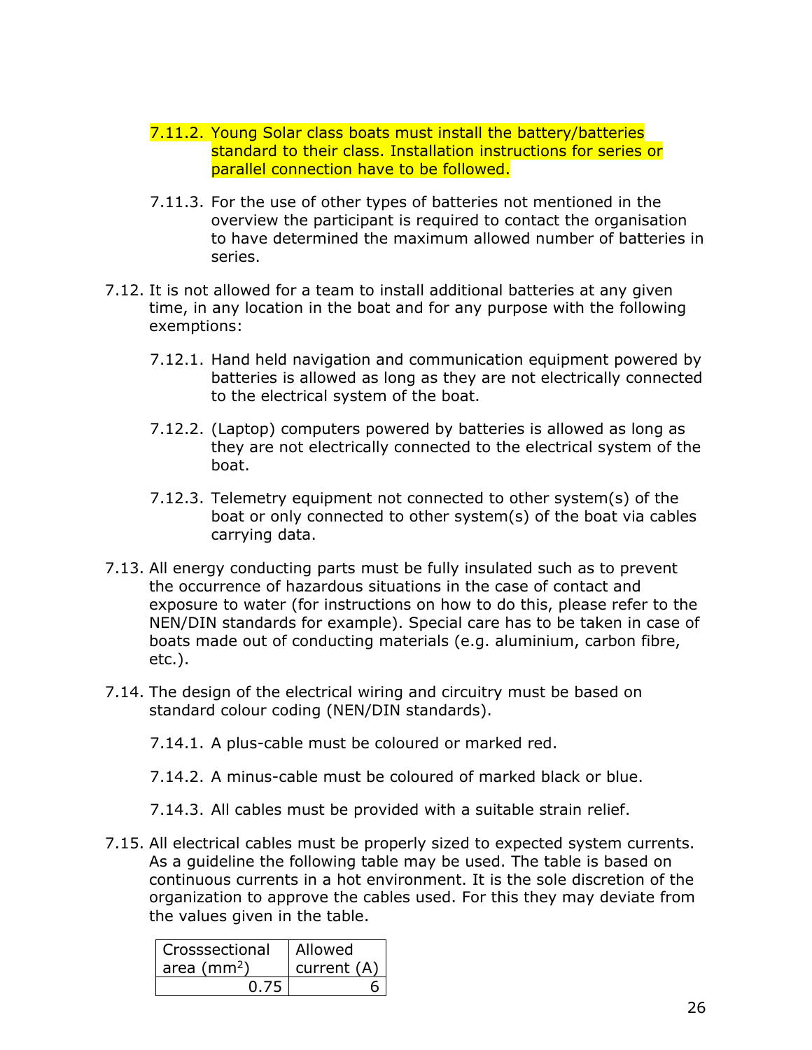7.11.2. Young Solar class boats must install the battery/batteries standard to their class. Installation instructions for series or parallel connection have to be followed.

7.11.3. For the use of other types of batteries not mentioned in the overview the participant is required to contact the organisation to have determined the maximum allowed number of batteries in series.

7.12. It is not allowed for a team to install additional batteries at any given time, in any location in the boat and for any purpose with the following exemptions:

7.12.1. Hand held navigation and communication equipment powered by batteries is allowed as long as they are not electrically connected to the electrical system of the boat.

7.12.2. (Laptop) computers powered by batteries is allowed as long as they are not electrically connected to the electrical system of the boat.

7.12.3. Telemetry equipment not connected to other system(s) of the boat or only connected to other system(s) of the boat via cables carrying data.

7.13. All energy conducting parts must be fully insulated such as to prevent the occurrence of hazardous situations in the case of contact and exposure to water (for instructions on how to do this, please refer to the NEN/DIN standards for example). Special care has to be taken in case of boats made out of conducting materials (e.g. aluminium, carbon fibre, etc.).

7.14. The design of the electrical wiring and circuitry must be based on standard colour coding (NEN/DIN standards).

7.14.1. A plus-cable must be coloured or marked red.

7.14.2. A minus-cable must be coloured of marked black or blue.

7.14.3. All cables must be provided with a suitable strain relief.

7.15. All electrical cables must be properly sized to expected system currents. As a guideline the following table may be used. The table is based on continuous currents in a hot environment. It is the sole discretion of the organization to approve the cables used. For this they may deviate from the values given in the table.

| Crosssectional area ($mm^2$) | Allowed current (A) |
|---|---|
| 0.75 | 6 |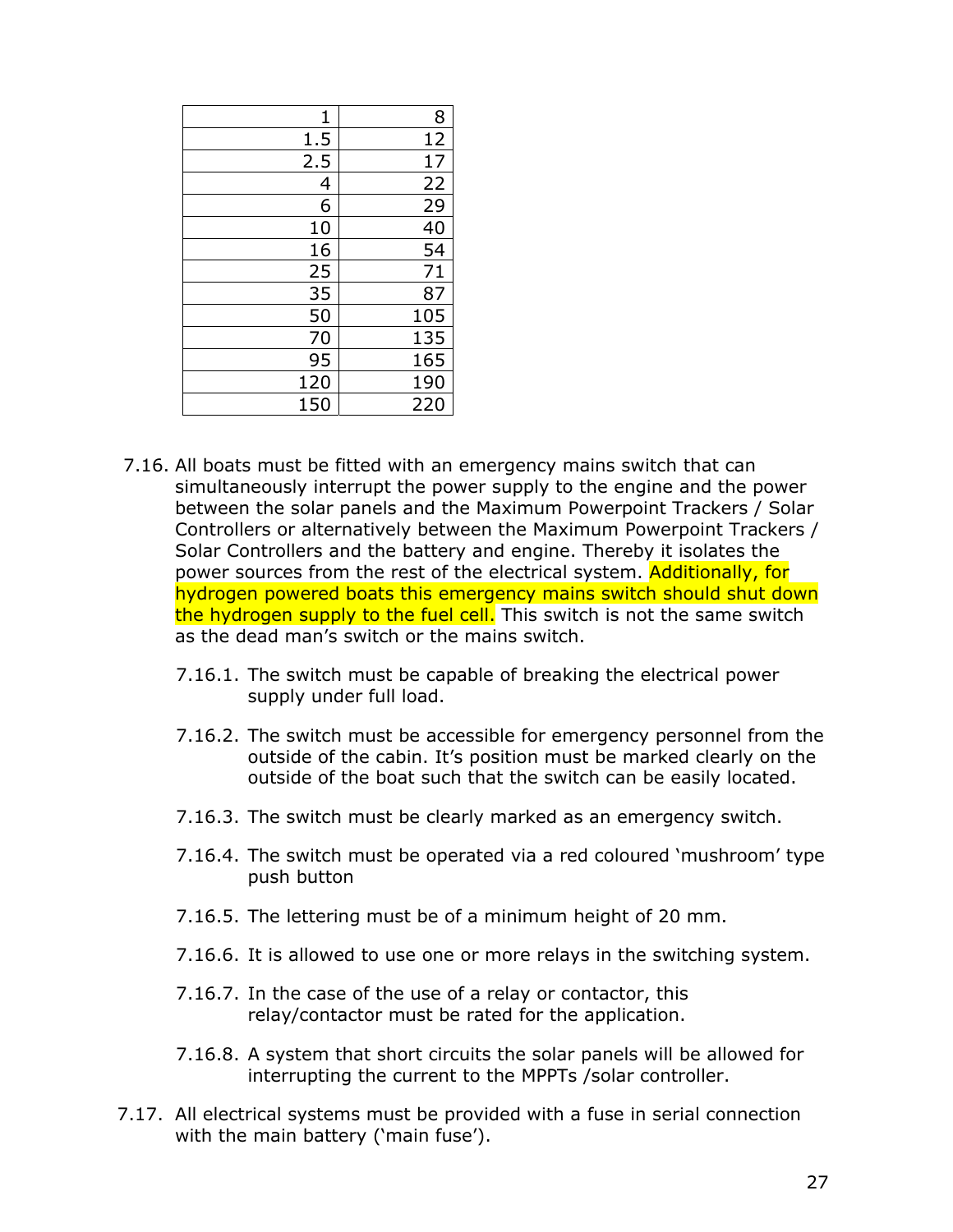| | |
|---:|---:|
| 1 | 8 |
| 1.5 | 12 |
| 2.5 | 17 |
| 4 | 22 |
| 6 | 29 |
| 10 | 40 |
| 16 | 54 |
| 25 | 71 |
| 35 | 87 |
| 50 | 105 |
| 70 | 135 |
| 95 | 165 |
| 120 | 190 |
| 150 | 220 |

7.16. All boats must be fitted with an emergency mains switch that can simultaneously interrupt the power supply to the engine and the power between the solar panels and the Maximum Powerpoint Trackers / Solar Controllers or alternatively between the Maximum Powerpoint Trackers / Solar Controllers and the battery and engine. Thereby it isolates the power sources from the rest of the electrical system. Additionally, for hydrogen powered boats this emergency mains switch should shut down the hydrogen supply to the fuel cell. This switch is not the same switch as the dead man's switch or the mains switch.

- 7.16.1. The switch must be capable of breaking the electrical power supply under full load.
- 7.16.2. The switch must be accessible for emergency personnel from the outside of the cabin. It's position must be marked clearly on the outside of the boat such that the switch can be easily located.
- 7.16.3. The switch must be clearly marked as an emergency switch.
- 7.16.4. The switch must be operated via a red coloured 'mushroom' type push button
- 7.16.5. The lettering must be of a minimum height of 20 mm.
- 7.16.6. It is allowed to use one or more relays in the switching system.
- 7.16.7. In the case of the use of a relay or contactor, this relay/contactor must be rated for the application.
- 7.16.8. A system that short circuits the solar panels will be allowed for interrupting the current to the MPPTs /solar controller.

7.17. All electrical systems must be provided with a fuse in serial connection with the main battery ('main fuse').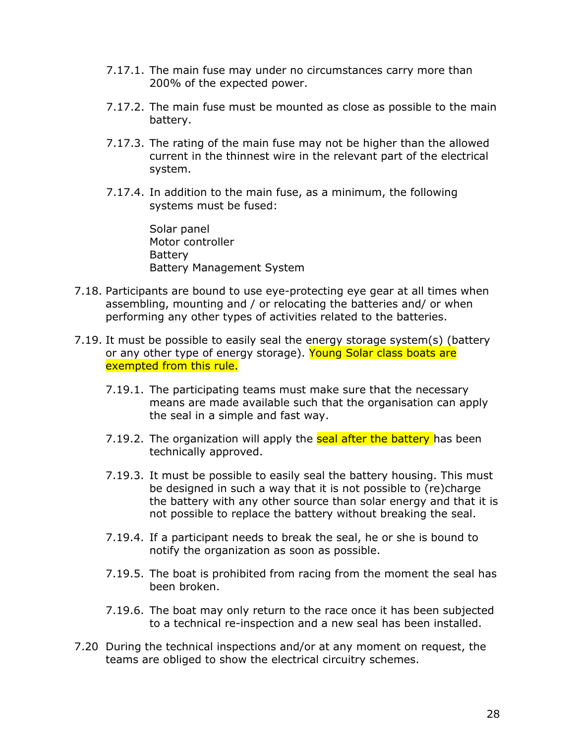7.17.1. The main fuse may under no circumstances carry more than 200% of the expected power.

7.17.2. The main fuse must be mounted as close as possible to the main battery.

7.17.3. The rating of the main fuse may not be higher than the allowed current in the thinnest wire in the relevant part of the electrical system.

7.17.4. In addition to the main fuse, as a minimum, the following systems must be fused:

Solar panel
Motor controller
Battery
Battery Management System

7.18. Participants are bound to use eye-protecting eye gear at all times when assembling, mounting and / or relocating the batteries and/ or when performing any other types of activities related to the batteries.

7.19. It must be possible to easily seal the energy storage system(s) (battery or any other type of energy storage). Young Solar class boats are exempted from this rule.

7.19.1. The participating teams must make sure that the necessary means are made available such that the organisation can apply the seal in a simple and fast way.

7.19.2. The organization will apply the seal after the battery has been technically approved.

7.19.3. It must be possible to easily seal the battery housing. This must be designed in such a way that it is not possible to (re)charge the battery with any other source than solar energy and that it is not possible to replace the battery without breaking the seal.

7.19.4. If a participant needs to break the seal, he or she is bound to notify the organization as soon as possible.

7.19.5. The boat is prohibited from racing from the moment the seal has been broken.

7.19.6. The boat may only return to the race once it has been subjected to a technical re-inspection and a new seal has been installed.

7.20 During the technical inspections and/or at any moment on request, the teams are obliged to show the electrical circuitry schemes.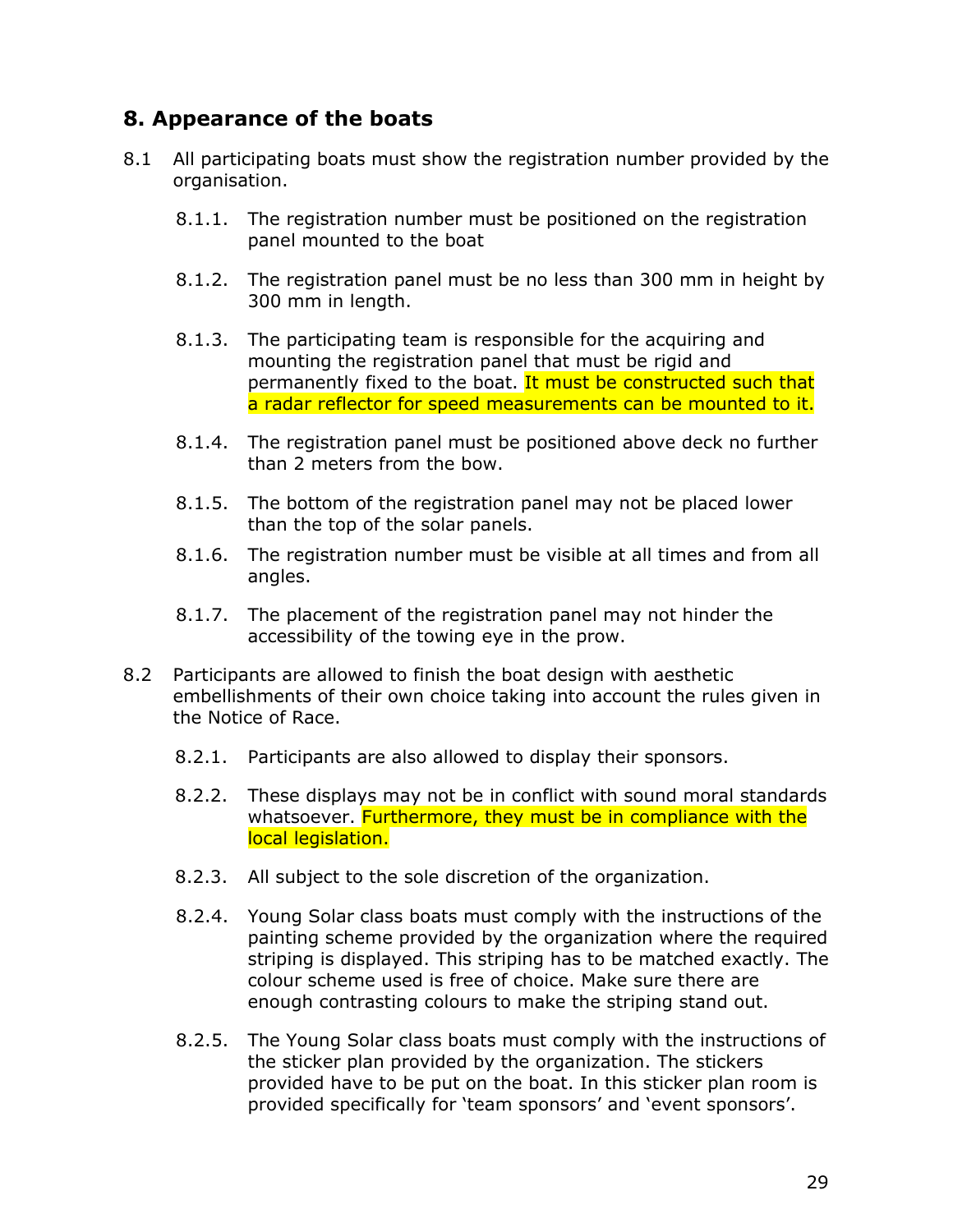## 8. Appearance of the boats

8.1 All participating boats must show the registration number provided by the organisation.

- 8.1.1. The registration number must be positioned on the registration panel mounted to the boat
- 8.1.2. The registration panel must be no less than 300 mm in height by 300 mm in length.
- 8.1.3. The participating team is responsible for the acquiring and mounting the registration panel that must be rigid and permanently fixed to the boat. It must be constructed such that a radar reflector for speed measurements can be mounted to it.
- 8.1.4. The registration panel must be positioned above deck no further than 2 meters from the bow.
- 8.1.5. The bottom of the registration panel may not be placed lower than the top of the solar panels.
- 8.1.6. The registration number must be visible at all times and from all angles.
- 8.1.7. The placement of the registration panel may not hinder the accessibility of the towing eye in the prow.

8.2 Participants are allowed to finish the boat design with aesthetic embellishments of their own choice taking into account the rules given in the Notice of Race.

- 8.2.1. Participants are also allowed to display their sponsors.
- 8.2.2. These displays may not be in conflict with sound moral standards whatsoever. Furthermore, they must be in compliance with the local legislation.
- 8.2.3. All subject to the sole discretion of the organization.
- 8.2.4. Young Solar class boats must comply with the instructions of the painting scheme provided by the organization where the required striping is displayed. This striping has to be matched exactly. The colour scheme used is free of choice. Make sure there are enough contrasting colours to make the striping stand out.
- 8.2.5. The Young Solar class boats must comply with the instructions of the sticker plan provided by the organization. The stickers provided have to be put on the boat. In this sticker plan room is provided specifically for 'team sponsors' and 'event sponsors'.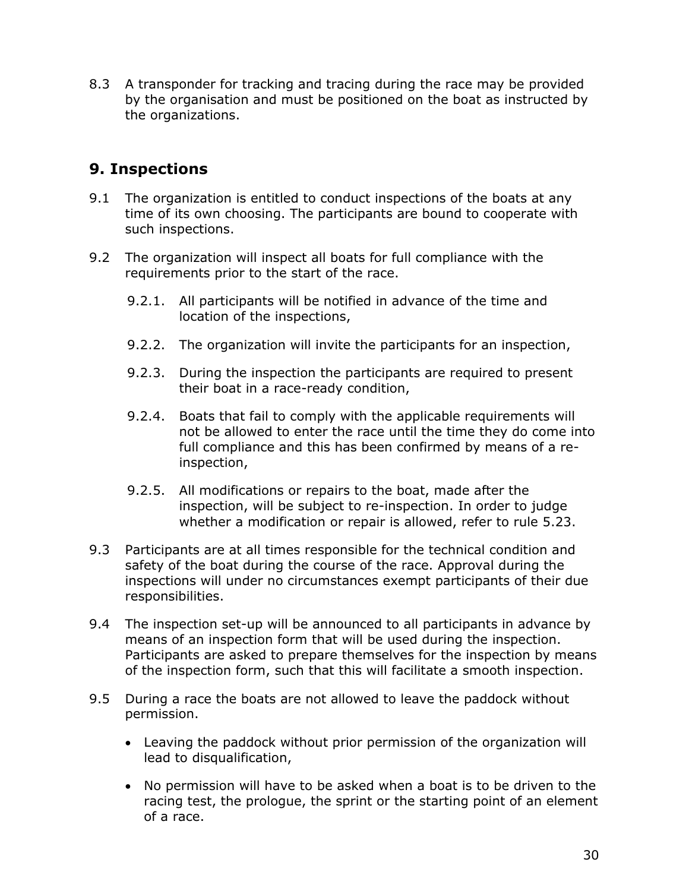8.3 A transponder for tracking and tracing during the race may be provided by the organisation and must be positioned on the boat as instructed by the organizations.

## 9. Inspections

9.1 The organization is entitled to conduct inspections of the boats at any time of its own choosing. The participants are bound to cooperate with such inspections.

9.2 The organization will inspect all boats for full compliance with the requirements prior to the start of the race.

- 9.2.1. All participants will be notified in advance of the time and location of the inspections,
- 9.2.2. The organization will invite the participants for an inspection,
- 9.2.3. During the inspection the participants are required to present their boat in a race-ready condition,
- 9.2.4. Boats that fail to comply with the applicable requirements will not be allowed to enter the race until the time they do come into full compliance and this has been confirmed by means of a re-inspection,
- 9.2.5. All modifications or repairs to the boat, made after the inspection, will be subject to re-inspection. In order to judge whether a modification or repair is allowed, refer to rule 5.23.

9.3 Participants are at all times responsible for the technical condition and safety of the boat during the course of the race. Approval during the inspections will under no circumstances exempt participants of their due responsibilities.

9.4 The inspection set-up will be announced to all participants in advance by means of an inspection form that will be used during the inspection. Participants are asked to prepare themselves for the inspection by means of the inspection form, such that this will facilitate a smooth inspection.

9.5 During a race the boats are not allowed to leave the paddock without permission.

- Leaving the paddock without prior permission of the organization will lead to disqualification,
- No permission will have to be asked when a boat is to be driven to the racing test, the prologue, the sprint or the starting point of an element of a race.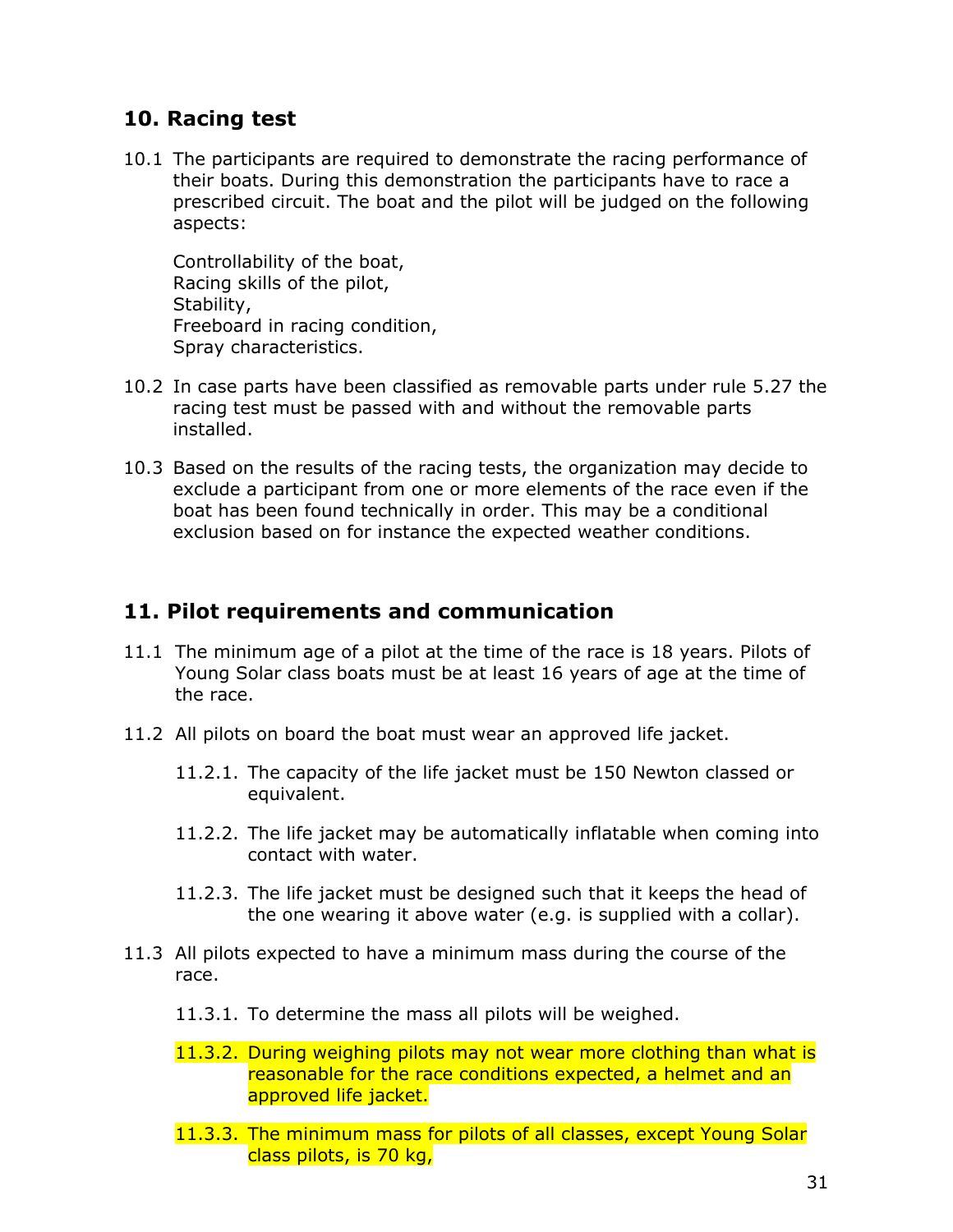## 10. Racing test

10.1 The participants are required to demonstrate the racing performance of their boats. During this demonstration the participants have to race a prescribed circuit. The boat and the pilot will be judged on the following aspects:

Controllability of the boat,
Racing skills of the pilot,
Stability,
Freeboard in racing condition,
Spray characteristics.

10.2 In case parts have been classified as removable parts under rule 5.27 the racing test must be passed with and without the removable parts installed.

10.3 Based on the results of the racing tests, the organization may decide to exclude a participant from one or more elements of the race even if the boat has been found technically in order. This may be a conditional exclusion based on for instance the expected weather conditions.

## 11. Pilot requirements and communication

11.1 The minimum age of a pilot at the time of the race is 18 years. Pilots of Young Solar class boats must be at least 16 years of age at the time of the race.

11.2 All pilots on board the boat must wear an approved life jacket.

11.2.1. The capacity of the life jacket must be 150 Newton classed or equivalent.

11.2.2. The life jacket may be automatically inflatable when coming into contact with water.

11.2.3. The life jacket must be designed such that it keeps the head of the one wearing it above water (e.g. is supplied with a collar).

11.3 All pilots expected to have a minimum mass during the course of the race.

11.3.1. To determine the mass all pilots will be weighed.

11.3.2. During weighing pilots may not wear more clothing than what is reasonable for the race conditions expected, a helmet and an approved life jacket.

11.3.3. The minimum mass for pilots of all classes, except Young Solar class pilots, is 70 kg,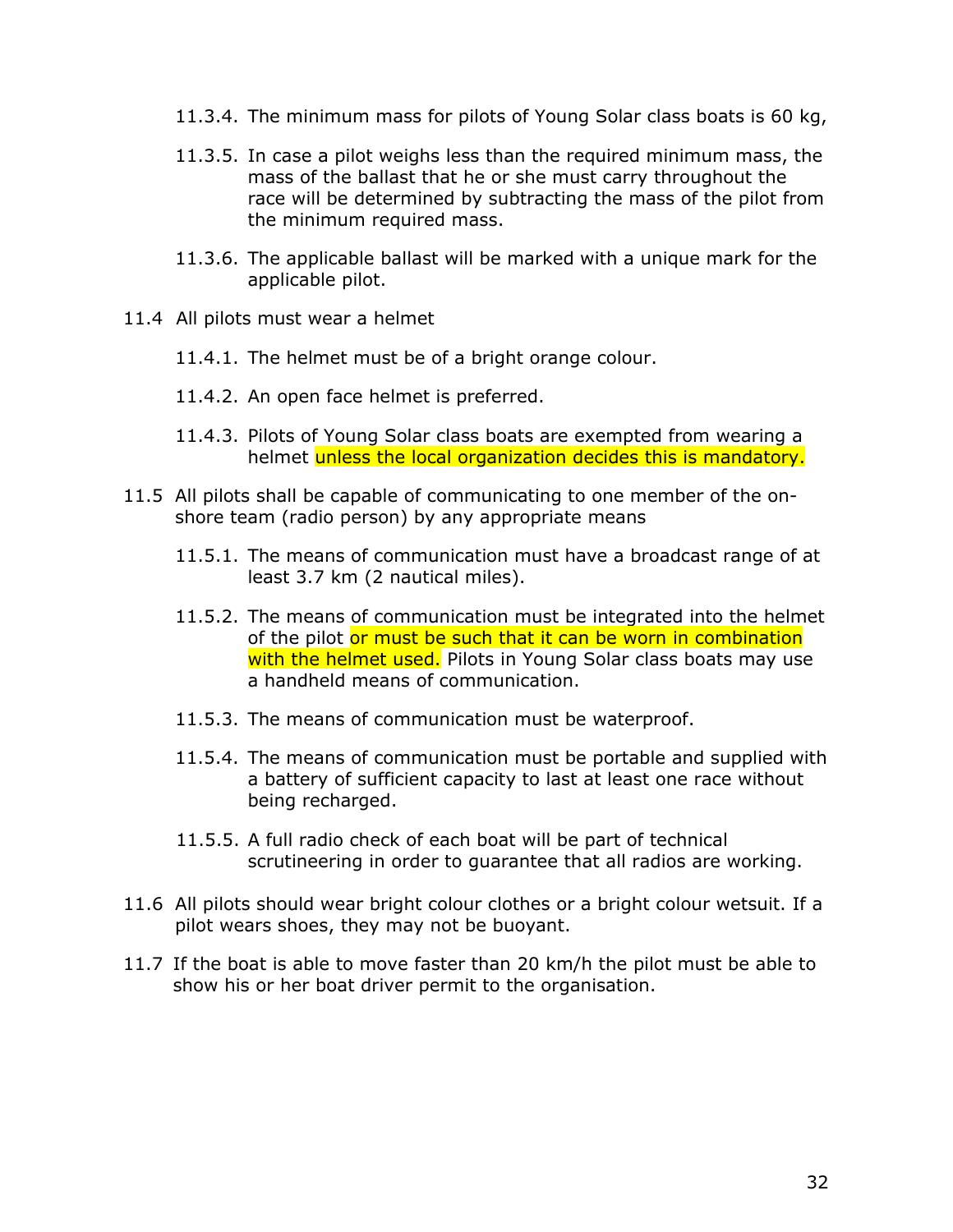11.3.4. The minimum mass for pilots of Young Solar class boats is 60 kg,

11.3.5. In case a pilot weighs less than the required minimum mass, the mass of the ballast that he or she must carry throughout the race will be determined by subtracting the mass of the pilot from the minimum required mass.

11.3.6. The applicable ballast will be marked with a unique mark for the applicable pilot.

11.4 All pilots must wear a helmet

11.4.1. The helmet must be of a bright orange colour.

11.4.2. An open face helmet is preferred.

11.4.3. Pilots of Young Solar class boats are exempted from wearing a helmet unless the local organization decides this is mandatory.

11.5 All pilots shall be capable of communicating to one member of the on-shore team (radio person) by any appropriate means

11.5.1. The means of communication must have a broadcast range of at least 3.7 km (2 nautical miles).

11.5.2. The means of communication must be integrated into the helmet of the pilot or must be such that it can be worn in combination with the helmet used. Pilots in Young Solar class boats may use a handheld means of communication.

11.5.3. The means of communication must be waterproof.

11.5.4. The means of communication must be portable and supplied with a battery of sufficient capacity to last at least one race without being recharged.

11.5.5. A full radio check of each boat will be part of technical scrutineering in order to guarantee that all radios are working.

11.6 All pilots should wear bright colour clothes or a bright colour wetsuit. If a pilot wears shoes, they may not be buoyant.

11.7 If the boat is able to move faster than 20 km/h the pilot must be able to show his or her boat driver permit to the organisation.